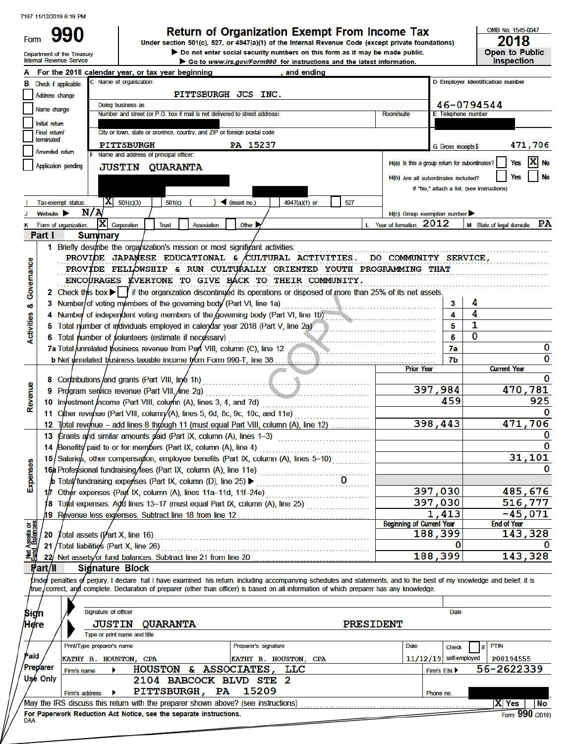7187 11/12/2019 6:19 PM

# Form 990 — Return of Organization Exempt From Income Tax

Under section 501(c), 527, or 4947(a)(1) of the Internal Revenue Code (except private foundations)

▶ Do not enter social security numbers on this form as it may be made public.

▶ Go to www.irs.gov/Form990 for instructions and the latest information.

Department of the Treasury
Internal Revenue Service

OMB No. 1545-0047

**2018**

**Open to Public Inspection**

**A** For the 2018 calendar year, or tax year beginning , and ending

**B** Check if applicable:
- Address change
- Name change
- Initial return
- Final return/terminated
- Amended return
- Application pending

**C** Name of organization: PITTSBURGH JCS INC.

Doing business as

Number and street (or P.O. box if mail is not delivered to street address) | Room/suite

City or town, state or province, country, and ZIP or foreign postal code: PITTSBURGH PA 15237

**D** Employer identification number: 46-0794544

**E** Telephone number

**G** Gross receipts $ 471,706

**F** Name and address of principal officer: JUSTIN QUARANTA

**H(a)** Is this a group return for subordinates? Yes [ ] No [X]

**H(b)** Are all subordinates included? Yes [ ] No [ ]
If "No," attach a list. (see instructions)

**H(c)** Group exemption number ▶

**I** Tax-exempt status: [X] 501(c)(3) [ ] 501(c) ( ) ◀ (insert no.) [ ] 4947(a)(1) or [ ] 527

**J** Website ▶ N/A

**K** Form of organization: [X] Corporation [ ] Trust [ ] Association [ ] Other ▶

**L** Year of formation: 2012

**M** State of legal domicile: PA

## Part I Summary

**Activities & Governance**

1. Briefly describe the organization's mission or most significant activities:
   PROVIDE JAPANESE EDUCATIONAL & CULTURAL ACTIVITIES. DO COMMUNITY SERVICE, PROVIDE FELLOWSHIP & RUN CULTURALLY ORIENTED YOUTH PROGRAMMING THAT ENCOURAGES EVERYONE TO GIVE BACK TO THEIR COMMUNITY.
2. Check this box ▶ [ ] if the organization discontinued its operations or disposed of more than 25% of its net assets.

| Line | Description | No. | Amount |
|---|---|---|---|
| 3 | Number of voting members of the governing body (Part VI, line 1a) | 3 | 4 |
| 4 | Number of independent voting members of the governing body (Part VI, line 1b) | 4 | 4 |
| 5 | Total number of individuals employed in calendar year 2018 (Part V, line 2a) | 5 | 1 |
| 6 | Total number of volunteers (estimate if necessary) | 6 | 0 |
| 7a | Total unrelated business revenue from Part VIII, column (C), line 12 | 7a | 0 |
| 7b | Net unrelated business taxable income from Form 990-T, line 38 | 7b | 0 |

| Line | Description | Prior Year | Current Year |
|---|---|---|---|
| **Revenue** | | | |
| 8 | Contributions and grants (Part VIII, line 1h) | | 0 |
| 9 | Program service revenue (Part VIII, line 2g) | 397,984 | 470,781 |
| 10 | Investment income (Part VIII, column (A), lines 3, 4, and 7d) | 459 | 925 |
| 11 | Other revenue (Part VIII, column (A), lines 5, 6d, 8c, 9c, 10c, and 11e) | | 0 |
| 12 | Total revenue – add lines 8 through 11 (must equal Part VIII, column (A), line 12) | 398,443 | 471,706 |
| **Expenses** | | | |
| 13 | Grants and similar amounts paid (Part IX, column (A), lines 1–3) | | 0 |
| 14 | Benefits paid to or for members (Part IX, column (A), line 4) | | 0 |
| 15 | Salaries, other compensation, employee benefits (Part IX, column (A), lines 5–10) | | 31,101 |
| 16a | Professional fundraising fees (Part IX, column (A), line 11e) | | 0 |
| b | Total fundraising expenses (Part IX, column (D), line 25) ▶ 0 | | |
| 17 | Other expenses (Part IX, column (A), lines 11a–11d, 11f–24e) | 397,030 | 485,676 |
| 18 | Total expenses. Add lines 13–17 (must equal Part IX, column (A), line 25) | 397,030 | 516,777 |
| 19 | Revenue less expenses. Subtract line 18 from line 12 | 1,413 | -45,071 |

| Line | Net Assets or Fund Balances | Beginning of Current Year | End of Year |
|---|---|---|---|
| 20 | Total assets (Part X, line 16) | 188,399 | 143,328 |
| 21 | Total liabilities (Part X, line 26) | 0 | 0 |
| 22 | Net assets or fund balances. Subtract line 21 from line 20 | 188,399 | 143,328 |

## Part II Signature Block

Under penalties of perjury, I declare that I have examined this return, including accompanying schedules and statements, and to the best of my knowledge and belief, it is true, correct, and complete. Declaration of preparer (other than officer) is based on all information of which preparer has any knowledge.

**Sign Here**

Signature of officer | Date

JUSTIN QUARANTA PRESIDENT
Type or print name and title

**Paid Preparer Use Only**

| Print/Type preparer's name | Preparer's signature | Date | Check [ ] if self-employed | PTIN |
|---|---|---|---|---|
| KATHY B. HOUSTON, CPA | KATHY B. HOUSTON, CPA | 11/12/19 | | P00194555 |

Firm's name ▶ HOUSTON & ASSOCIATES, LLC — Firm's EIN ▶ 56-2622339

Firm's address ▶ 2104 BABCOCK BLVD STE 2, PITTSBURGH, PA 15209 — Phone no.

May the IRS discuss this return with the preparer shown above? (see instructions) [X] Yes [ ] No

For Paperwork Reduction Act Notice, see the separate instructions.

DAA

Form 990 (2018)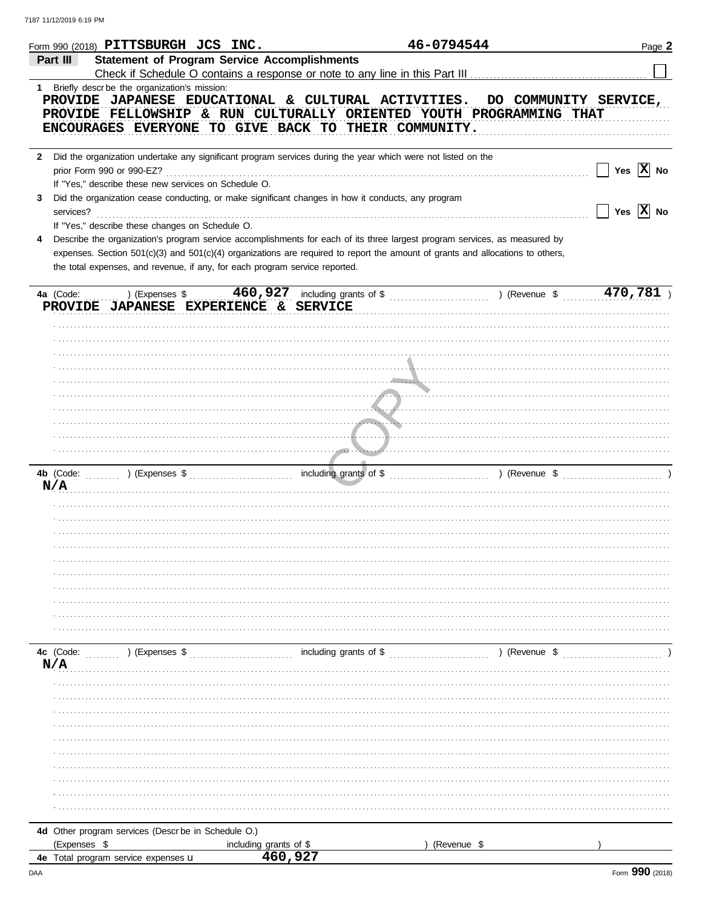Form 990 (2018) PITTSBURGH JCS INC. 46-0794544 Page **2**

## Part III Statement of Program Service Accomplishments

Check if Schedule O contains a response or note to any line in this Part III ☐

**1** Briefly describe the organization's mission:

PROVIDE JAPANESE EDUCATIONAL & CULTURAL ACTIVITIES. DO COMMUNITY SERVICE, PROVIDE FELLOWSHIP & RUN CULTURALLY ORIENTED YOUTH PROGRAMMING THAT ENCOURAGES EVERYONE TO GIVE BACK TO THEIR COMMUNITY.

**2** Did the organization undertake any significant program services during the year which were not listed on the prior Form 990 or 990-EZ? ☐ Yes ☒ No

If "Yes," describe these new services on Schedule O.

**3** Did the organization cease conducting, or make significant changes in how it conducts, any program services? ☐ Yes ☒ No

If "Yes," describe these changes on Schedule O.

**4** Describe the organization's program service accomplishments for each of its three largest program services, as measured by expenses. Section 501(c)(3) and 501(c)(4) organizations are required to report the amount of grants and allocations to others, the total expenses, and revenue, if any, for each program service reported.

**4a** (Code: ) (Expenses $ 460,927 including grants of $ ) (Revenue $ 470,781 )

PROVIDE JAPANESE EXPERIENCE & SERVICE

**4b** (Code: ) (Expenses $ including grants of $ ) (Revenue $ )

N/A

**4c** (Code: ) (Expenses $ including grants of $ ) (Revenue $ )

N/A

**4d** Other program services (Describe in Schedule O.)

(Expenses $ including grants of $ ) (Revenue $ )

**4e** Total program service expenses ▶ 460,927

Form **990** (2018)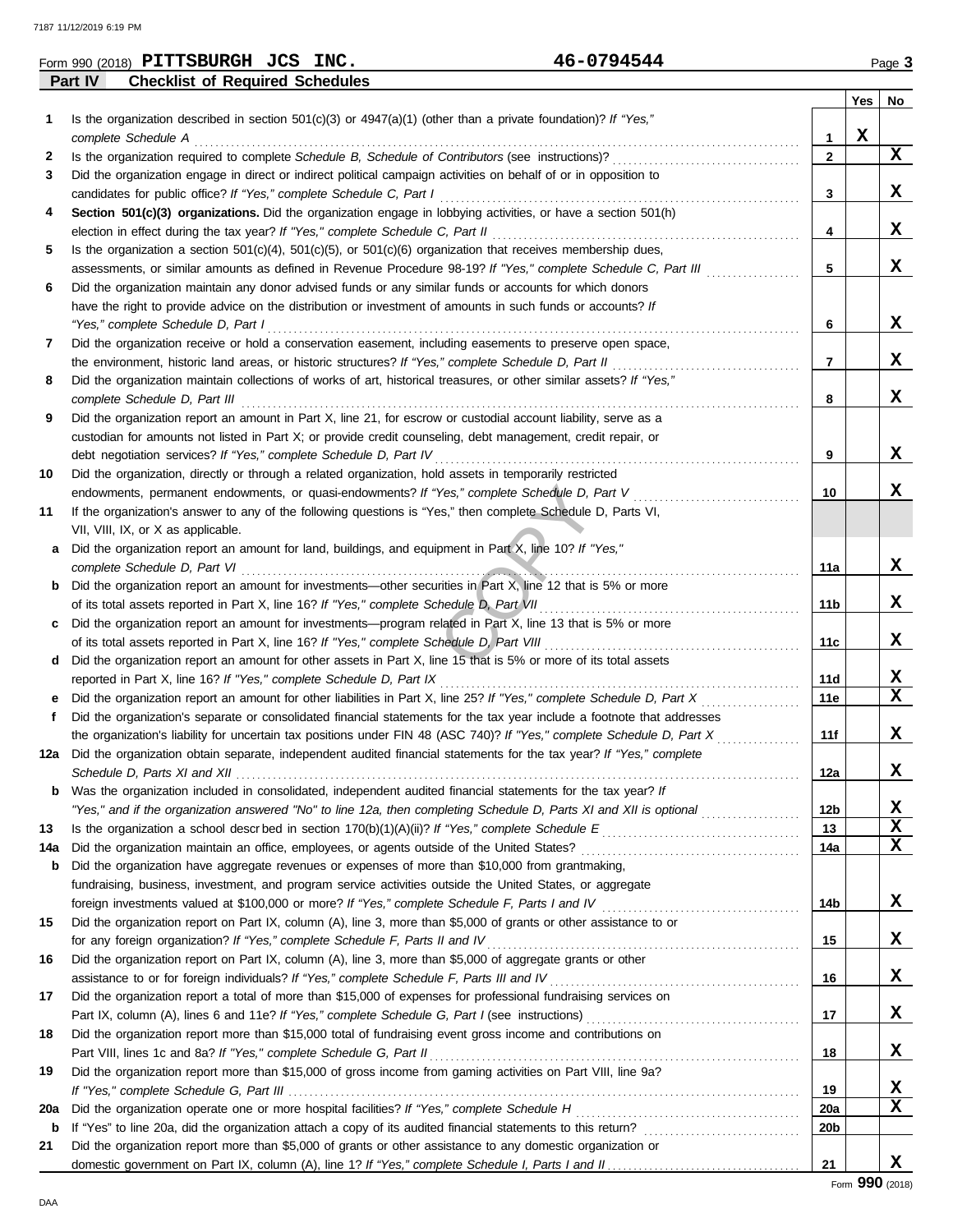Form 990 (2018) **PITTSBURGH JCS INC.** **46-0794544** Page **3**

## Part IV Checklist of Required Schedules

| | | | Yes | No |
|---|---|---|---|---|
| **1** | Is the organization described in section 501(c)(3) or 4947(a)(1) (other than a private foundation)? *If "Yes," complete Schedule A* | **1** | X | |
| **2** | Is the organization required to complete *Schedule B, Schedule of Contributors* (see instructions)? | **2** | | X |
| **3** | Did the organization engage in direct or indirect political campaign activities on behalf of or in opposition to candidates for public office? *If "Yes," complete Schedule C, Part I* | **3** | | X |
| **4** | **Section 501(c)(3) organizations.** Did the organization engage in lobbying activities, or have a section 501(h) election in effect during the tax year? *If "Yes," complete Schedule C, Part II* | **4** | | X |
| **5** | Is the organization a section 501(c)(4), 501(c)(5), or 501(c)(6) organization that receives membership dues, assessments, or similar amounts as defined in Revenue Procedure 98-19? *If "Yes," complete Schedule C, Part III* | **5** | | X |
| **6** | Did the organization maintain any donor advised funds or any similar funds or accounts for which donors have the right to provide advice on the distribution or investment of amounts in such funds or accounts? *If "Yes," complete Schedule D, Part I* | **6** | | X |
| **7** | Did the organization receive or hold a conservation easement, including easements to preserve open space, the environment, historic land areas, or historic structures? *If "Yes," complete Schedule D, Part II* | **7** | | X |
| **8** | Did the organization maintain collections of works of art, historical treasures, or other similar assets? *If "Yes," complete Schedule D, Part III* | **8** | | X |
| **9** | Did the organization report an amount in Part X, line 21, for escrow or custodial account liability, serve as a custodian for amounts not listed in Part X; or provide credit counseling, debt management, credit repair, or debt negotiation services? *If "Yes," complete Schedule D, Part IV* | **9** | | X |
| **10** | Did the organization, directly or through a related organization, hold assets in temporarily restricted endowments, permanent endowments, or quasi-endowments? *If "Yes," complete Schedule D, Part V* | **10** | | X |
| **11** | If the organization's answer to any of the following questions is "Yes," then complete Schedule D, Parts VI, VII, VIII, IX, or X as applicable. | | | |
| **a** | Did the organization report an amount for land, buildings, and equipment in Part X, line 10? *If "Yes," complete Schedule D, Part VI* | **11a** | | X |
| **b** | Did the organization report an amount for investments—other securities in Part X, line 12 that is 5% or more of its total assets reported in Part X, line 16? *If "Yes," complete Schedule D, Part VII* | **11b** | | X |
| **c** | Did the organization report an amount for investments—program related in Part X, line 13 that is 5% or more of its total assets reported in Part X, line 16? *If "Yes," complete Schedule D, Part VIII* | **11c** | | X |
| **d** | Did the organization report an amount for other assets in Part X, line 15 that is 5% or more of its total assets reported in Part X, line 16? *If "Yes," complete Schedule D, Part IX* | **11d** | | X |
| **e** | Did the organization report an amount for other liabilities in Part X, line 25? *If "Yes," complete Schedule D, Part X* | **11e** | | X |
| **f** | Did the organization's separate or consolidated financial statements for the tax year include a footnote that addresses the organization's liability for uncertain tax positions under FIN 48 (ASC 740)? *If "Yes," complete Schedule D, Part X* | **11f** | | X |
| **12a** | Did the organization obtain separate, independent audited financial statements for the tax year? *If "Yes," complete Schedule D, Parts XI and XII* | **12a** | | X |
| **b** | Was the organization included in consolidated, independent audited financial statements for the tax year? *If "Yes," and if the organization answered "No" to line 12a, then completing Schedule D, Parts XI and XII is optional* | **12b** | | X |
| **13** | Is the organization a school described in section 170(b)(1)(A)(ii)? *If "Yes," complete Schedule E* | **13** | | X |
| **14a** | Did the organization maintain an office, employees, or agents outside of the United States? | **14a** | | X |
| **b** | Did the organization have aggregate revenues or expenses of more than $10,000 from grantmaking, fundraising, business, investment, and program service activities outside the United States, or aggregate foreign investments valued at $100,000 or more? *If "Yes," complete Schedule F, Parts I and IV* | **14b** | | X |
| **15** | Did the organization report on Part IX, column (A), line 3, more than $5,000 of grants or other assistance to or for any foreign organization? *If "Yes," complete Schedule F, Parts II and IV* | **15** | | X |
| **16** | Did the organization report on Part IX, column (A), line 3, more than $5,000 of aggregate grants or other assistance to or for foreign individuals? *If "Yes," complete Schedule F, Parts III and IV* | **16** | | X |
| **17** | Did the organization report a total of more than $15,000 of expenses for professional fundraising services on Part IX, column (A), lines 6 and 11e? *If "Yes," complete Schedule G, Part I* (see instructions) | **17** | | X |
| **18** | Did the organization report more than $15,000 total of fundraising event gross income and contributions on Part VIII, lines 1c and 8a? *If "Yes," complete Schedule G, Part II* | **18** | | X |
| **19** | Did the organization report more than $15,000 of gross income from gaming activities on Part VIII, line 9a? *If "Yes," complete Schedule G, Part III* | **19** | | X |
| **20a** | Did the organization operate one or more hospital facilities? *If "Yes," complete Schedule H* | **20a** | | X |
| **b** | If "Yes" to line 20a, did the organization attach a copy of its audited financial statements to this return? | **20b** | | |
| **21** | Did the organization report more than $5,000 of grants or other assistance to any domestic organization or domestic government on Part IX, column (A), line 1? *If "Yes," complete Schedule I, Parts I and II* | **21** | | X |

Form **990** (2018)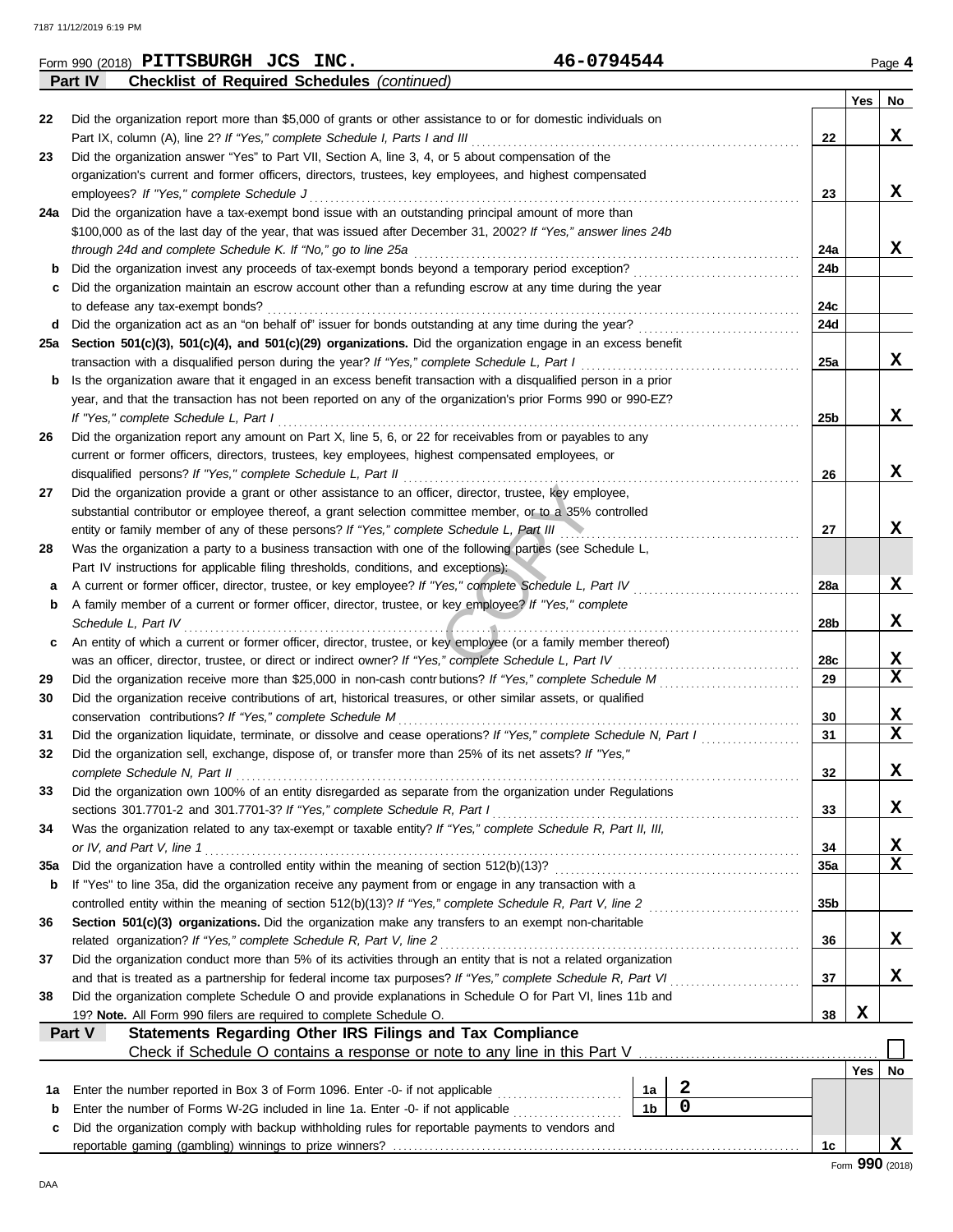Form 990 (2018) **PITTSBURGH JCS INC.** 46-0794544 Page **4**

## Part IV Checklist of Required Schedules *(continued)*

| | | | Yes | No |
|---|---|---|---|---|
| 22 | Did the organization report more than $5,000 of grants or other assistance to or for domestic individuals on Part IX, column (A), line 2? *If "Yes," complete Schedule I, Parts I and III* | 22 | | X |
| 23 | Did the organization answer "Yes" to Part VII, Section A, line 3, 4, or 5 about compensation of the organization's current and former officers, directors, trustees, key employees, and highest compensated employees? *If "Yes," complete Schedule J* | 23 | | X |
| 24a | Did the organization have a tax-exempt bond issue with an outstanding principal amount of more than $100,000 as of the last day of the year, that was issued after December 31, 2002? *If "Yes," answer lines 24b through 24d and complete Schedule K. If "No," go to line 25a* | 24a | | X |
| b | Did the organization invest any proceeds of tax-exempt bonds beyond a temporary period exception? | 24b | | |
| c | Did the organization maintain an escrow account other than a refunding escrow at any time during the year to defease any tax-exempt bonds? | 24c | | |
| d | Did the organization act as an "on behalf of" issuer for bonds outstanding at any time during the year? | 24d | | |
| 25a | **Section 501(c)(3), 501(c)(4), and 501(c)(29) organizations.** Did the organization engage in an excess benefit transaction with a disqualified person during the year? *If "Yes," complete Schedule L, Part I* | 25a | | X |
| b | Is the organization aware that it engaged in an excess benefit transaction with a disqualified person in a prior year, and that the transaction has not been reported on any of the organization's prior Forms 990 or 990-EZ? *If "Yes," complete Schedule L, Part I* | 25b | | X |
| 26 | Did the organization report any amount on Part X, line 5, 6, or 22 for receivables from or payables to any current or former officers, directors, trustees, key employees, highest compensated employees, or disqualified persons? *If "Yes," complete Schedule L, Part II* | 26 | | X |
| 27 | Did the organization provide a grant or other assistance to an officer, director, trustee, key employee, substantial contributor or employee thereof, a grant selection committee member, or to a 35% controlled entity or family member of any of these persons? *If "Yes," complete Schedule L, Part III* | 27 | | X |
| 28 | Was the organization a party to a business transaction with one of the following parties (see Schedule L, Part IV instructions for applicable filing thresholds, conditions, and exceptions): | | | |
| a | A current or former officer, director, trustee, or key employee? *If "Yes," complete Schedule L, Part IV* | 28a | | X |
| b | A family member of a current or former officer, director, trustee, or key employee? *If "Yes," complete Schedule L, Part IV* | 28b | | X |
| c | An entity of which a current or former officer, director, trustee, or key employee (or a family member thereof) was an officer, director, trustee, or direct or indirect owner? *If "Yes," complete Schedule L, Part IV* | 28c | | X |
| 29 | Did the organization receive more than $25,000 in non-cash contributions? *If "Yes," complete Schedule M* | 29 | | X |
| 30 | Did the organization receive contributions of art, historical treasures, or other similar assets, or qualified conservation contributions? *If "Yes," complete Schedule M* | 30 | | X |
| 31 | Did the organization liquidate, terminate, or dissolve and cease operations? *If "Yes," complete Schedule N, Part I* | 31 | | X |
| 32 | Did the organization sell, exchange, dispose of, or transfer more than 25% of its net assets? *If "Yes," complete Schedule N, Part II* | 32 | | X |
| 33 | Did the organization own 100% of an entity disregarded as separate from the organization under Regulations sections 301.7701-2 and 301.7701-3? *If "Yes," complete Schedule R, Part I* | 33 | | X |
| 34 | Was the organization related to any tax-exempt or taxable entity? *If "Yes," complete Schedule R, Part II, III, or IV, and Part V, line 1* | 34 | | X |
| 35a | Did the organization have a controlled entity within the meaning of section 512(b)(13)? | 35a | | X |
| b | If "Yes" to line 35a, did the organization receive any payment from or engage in any transaction with a controlled entity within the meaning of section 512(b)(13)? *If "Yes," complete Schedule R, Part V, line 2* | 35b | | |
| 36 | **Section 501(c)(3) organizations.** Did the organization make any transfers to an exempt non-charitable related organization? *If "Yes," complete Schedule R, Part V, line 2* | 36 | | X |
| 37 | Did the organization conduct more than 5% of its activities through an entity that is not a related organization and that is treated as a partnership for federal income tax purposes? *If "Yes," complete Schedule R, Part VI* | 37 | | X |
| 38 | Did the organization complete Schedule O and provide explanations in Schedule O for Part VI, lines 11b and 19? **Note.** All Form 990 filers are required to complete Schedule O. | 38 | X | |

## Part V Statements Regarding Other IRS Filings and Tax Compliance

Check if Schedule O contains a response or note to any line in this Part V ☐

| | | | | | Yes | No |
|---|---|---|---|---|---|---|
| 1a | Enter the number reported in Box 3 of Form 1096. Enter -0- if not applicable | 1a | 2 | | | |
| b | Enter the number of Forms W-2G included in line 1a. Enter -0- if not applicable | 1b | 0 | | | |
| c | Did the organization comply with backup withholding rules for reportable payments to vendors and reportable gaming (gambling) winnings to prize winners? | | | 1c | | X |

Form **990** (2018)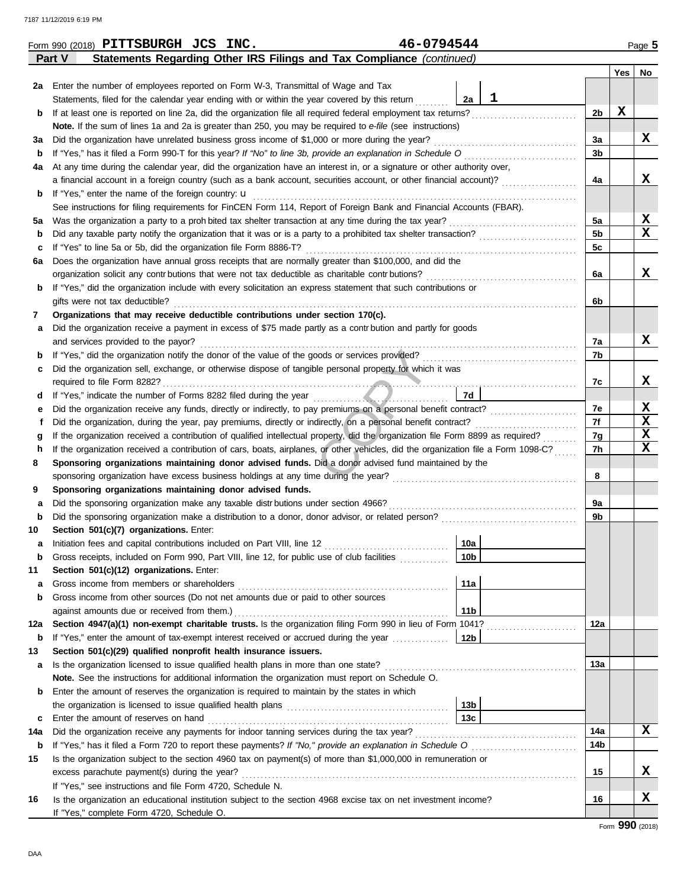Form 990 (2018) **PITTSBURGH JCS INC.** **46-0794544**

## Part V Statements Regarding Other IRS Filings and Tax Compliance *(continued)*

| | | | Yes | No |
|---|---|---|---|---|
| 2a | Enter the number of employees reported on Form W-3, Transmittal of Wage and Tax Statements, filed for the calendar year ending with or within the year covered by this return — 2a: 1 | | | |
| b | If at least one is reported on line 2a, did the organization file all required federal employment tax returns? | 2b | X | |
| | **Note.** If the sum of lines 1a and 2a is greater than 250, you may be required to *e-file* (see instructions) | | | |
| 3a | Did the organization have unrelated business gross income of $1,000 or more during the year? | 3a | | X |
| b | If "Yes," has it filed a Form 990-T for this year? *If "No" to line 3b, provide an explanation in Schedule O* | 3b | | |
| 4a | At any time during the calendar year, did the organization have an interest in, or a signature or other authority over, a financial account in a foreign country (such as a bank account, securities account, or other financial account)? | 4a | | X |
| b | If "Yes," enter the name of the foreign country: u | | | |
| | See instructions for filing requirements for FinCEN Form 114, Report of Foreign Bank and Financial Accounts (FBAR). | | | |
| 5a | Was the organization a party to a prohibited tax shelter transaction at any time during the tax year? | 5a | | X |
| b | Did any taxable party notify the organization that it was or is a party to a prohibited tax shelter transaction? | 5b | | X |
| c | If "Yes" to line 5a or 5b, did the organization file Form 8886-T? | 5c | | |
| 6a | Does the organization have annual gross receipts that are normally greater than $100,000, and did the organization solicit any contributions that were not tax deductible as charitable contributions? | 6a | | X |
| b | If "Yes," did the organization include with every solicitation an express statement that such contributions or gifts were not tax deductible? | 6b | | |
| 7 | **Organizations that may receive deductible contributions under section 170(c).** | | | |
| a | Did the organization receive a payment in excess of $75 made partly as a contribution and partly for goods and services provided to the payor? | 7a | | X |
| b | If "Yes," did the organization notify the donor of the value of the goods or services provided? | 7b | | |
| c | Did the organization sell, exchange, or otherwise dispose of tangible personal property for which it was required to file Form 8282? | 7c | | X |
| d | If "Yes," indicate the number of Forms 8282 filed during the year — 7d | | | |
| e | Did the organization receive any funds, directly or indirectly, to pay premiums on a personal benefit contract? | 7e | | X |
| f | Did the organization, during the year, pay premiums, directly or indirectly, on a personal benefit contract? | 7f | | X |
| g | If the organization received a contribution of qualified intellectual property, did the organization file Form 8899 as required? | 7g | | X |
| h | If the organization received a contribution of cars, boats, airplanes, or other vehicles, did the organization file a Form 1098-C? | 7h | | X |
| 8 | **Sponsoring organizations maintaining donor advised funds.** Did a donor advised fund maintained by the sponsoring organization have excess business holdings at any time during the year? | 8 | | |
| 9 | **Sponsoring organizations maintaining donor advised funds.** | | | |
| a | Did the sponsoring organization make any taxable distributions under section 4966? | 9a | | |
| b | Did the sponsoring organization make a distribution to a donor, donor advisor, or related person? | 9b | | |
| 10 | **Section 501(c)(7) organizations.** Enter: | | | |
| a | Initiation fees and capital contributions included on Part VIII, line 12 — 10a | | | |
| b | Gross receipts, included on Form 990, Part VIII, line 12, for public use of club facilities — 10b | | | |
| 11 | **Section 501(c)(12) organizations.** Enter: | | | |
| a | Gross income from members or shareholders — 11a | | | |
| b | Gross income from other sources (Do not net amounts due or paid to other sources against amounts due or received from them.) — 11b | | | |
| 12a | **Section 4947(a)(1) non-exempt charitable trusts.** Is the organization filing Form 990 in lieu of Form 1041? | 12a | | |
| b | If "Yes," enter the amount of tax-exempt interest received or accrued during the year — 12b | | | |
| 13 | **Section 501(c)(29) qualified nonprofit health insurance issuers.** | | | |
| a | Is the organization licensed to issue qualified health plans in more than one state? | 13a | | |
| | **Note.** See the instructions for additional information the organization must report on Schedule O. | | | |
| b | Enter the amount of reserves the organization is required to maintain by the states in which the organization is licensed to issue qualified health plans — 13b | | | |
| c | Enter the amount of reserves on hand — 13c | | | |
| 14a | Did the organization receive any payments for indoor tanning services during the tax year? | 14a | | X |
| b | If "Yes," has it filed a Form 720 to report these payments? *If "No," provide an explanation in Schedule O* | 14b | | |
| 15 | Is the organization subject to the section 4960 tax on payment(s) of more than $1,000,000 in remuneration or excess parachute payment(s) during the year? | 15 | | X |
| | If "Yes," see instructions and file Form 4720, Schedule N. | | | |
| 16 | Is the organization an educational institution subject to the section 4968 excise tax on net investment income? | 16 | | X |
| | If "Yes," complete Form 4720, Schedule O. | | | |

Form **990** (2018)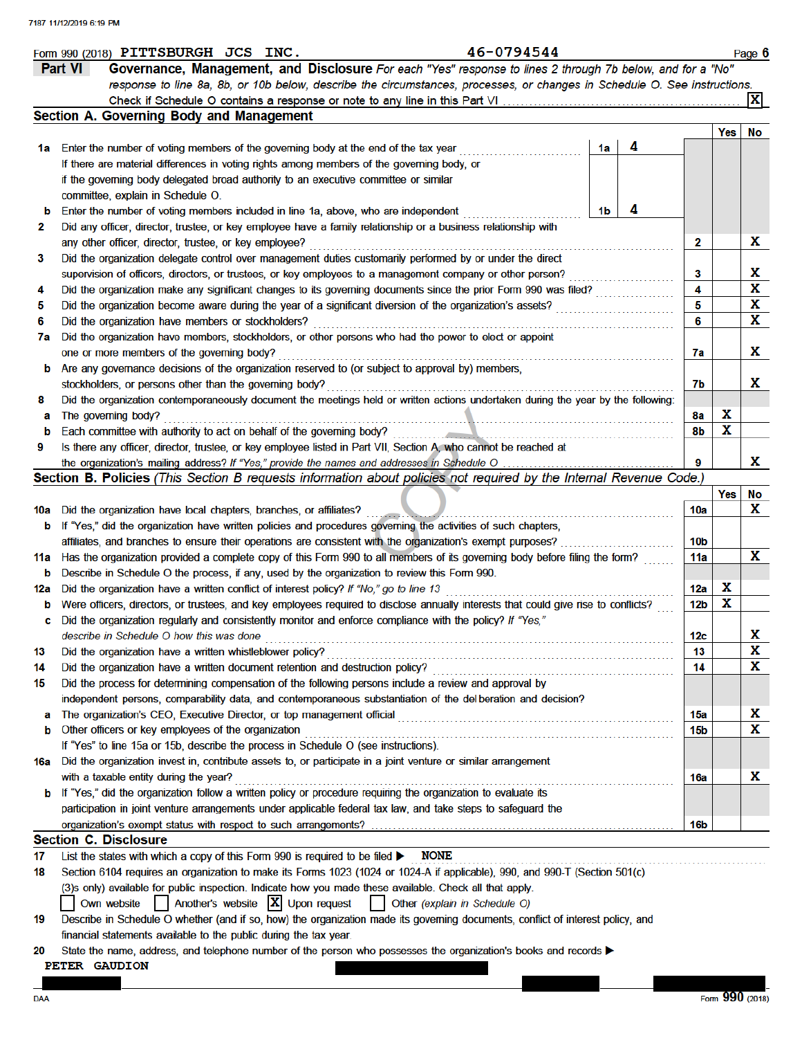Form 990 (2018) PITTSBURGH JCS INC. 46-0794544

## Part VI Governance, Management, and Disclosure

*For each "Yes" response to lines 2 through 7b below, and for a "No" response to line 8a, 8b, or 10b below, describe the circumstances, processes, or changes in Schedule O. See instructions.*

Check if Schedule O contains a response or note to any line in this Part VI .......... [X]

### Section A. Governing Body and Management

| | | | Yes | No |
|---|---|---|---|---|
| 1a | Enter the number of voting members of the governing body at the end of the tax year ..... 1a 4. If there are material differences in voting rights among members of the governing body, or if the governing body delegated broad authority to an executive committee or similar committee, explain in Schedule O. | | | |
| b | Enter the number of voting members included in line 1a, above, who are independent ..... 1b 4 | | | |
| 2 | Did any officer, director, trustee, or key employee have a family relationship or a business relationship with any other officer, director, trustee, or key employee? | 2 | | X |
| 3 | Did the organization delegate control over management duties customarily performed by or under the direct supervision of officers, directors, or trustees, or key employees to a management company or other person? | 3 | | X |
| 4 | Did the organization make any significant changes to its governing documents since the prior Form 990 was filed? | 4 | | X |
| 5 | Did the organization become aware during the year of a significant diversion of the organization's assets? | 5 | | X |
| 6 | Did the organization have members or stockholders? | 6 | | X |
| 7a | Did the organization have members, stockholders, or other persons who had the power to elect or appoint one or more members of the governing body? | 7a | | X |
| b | Are any governance decisions of the organization reserved to (or subject to approval by) members, stockholders, or persons other than the governing body? | 7b | | X |
| 8 | Did the organization contemporaneously document the meetings held or written actions undertaken during the year by the following: | | | |
| a | The governing body? | 8a | X | |
| b | Each committee with authority to act on behalf of the governing body? | 8b | X | |
| 9 | Is there any officer, director, trustee, or key employee listed in Part VII, Section A, who cannot be reached at the organization's mailing address? *If "Yes," provide the names and addresses in Schedule O* | 9 | | X |

### Section B. Policies *(This Section B requests information about policies not required by the Internal Revenue Code.)*

| | | | Yes | No |
|---|---|---|---|---|
| 10a | Did the organization have local chapters, branches, or affiliates? | 10a | | X |
| b | If "Yes," did the organization have written policies and procedures governing the activities of such chapters, affiliates, and branches to ensure their operations are consistent with the organization's exempt purposes? | 10b | | |
| 11a | Has the organization provided a complete copy of this Form 990 to all members of its governing body before filing the form? | 11a | | X |
| b | Describe in Schedule O the process, if any, used by the organization to review this Form 990. | | | |
| 12a | Did the organization have a written conflict of interest policy? *If "No," go to line 13* | 12a | X | |
| b | Were officers, directors, or trustees, and key employees required to disclose annually interests that could give rise to conflicts? | 12b | X | |
| c | Did the organization regularly and consistently monitor and enforce compliance with the policy? *If "Yes," describe in Schedule O how this was done* | 12c | | X |
| 13 | Did the organization have a written whistleblower policy? | 13 | | X |
| 14 | Did the organization have a written document retention and destruction policy? | 14 | | X |
| 15 | Did the process for determining compensation of the following persons include a review and approval by independent persons, comparability data, and contemporaneous substantiation of the deliberation and decision? | | | |
| a | The organization's CEO, Executive Director, or top management official | 15a | | X |
| b | Other officers or key employees of the organization | 15b | | X |
| | If "Yes" to line 15a or 15b, describe the process in Schedule O (see instructions). | | | |
| 16a | Did the organization invest in, contribute assets to, or participate in a joint venture or similar arrangement with a taxable entity during the year? | 16a | | X |
| b | If "Yes," did the organization follow a written policy or procedure requiring the organization to evaluate its participation in joint venture arrangements under applicable federal tax law, and take steps to safeguard the organization's exempt status with respect to such arrangements? | 16b | | |

### Section C. Disclosure

17 List the states with which a copy of this Form 990 is required to be filed ▶ NONE

18 Section 6104 requires an organization to make its Forms 1023 (1024 or 1024-A if applicable), 990, and 990-T (Section 501(c)(3)s only) available for public inspection. Indicate how you made these available. Check all that apply.

[ ] Own website [ ] Another's website [X] Upon request [ ] Other *(explain in Schedule O)*

19 Describe in Schedule O whether (and if so, how) the organization made its governing documents, conflict of interest policy, and financial statements available to the public during the tax year.

20 State the name, address, and telephone number of the person who possesses the organization's books and records ▶

PETER GAUDION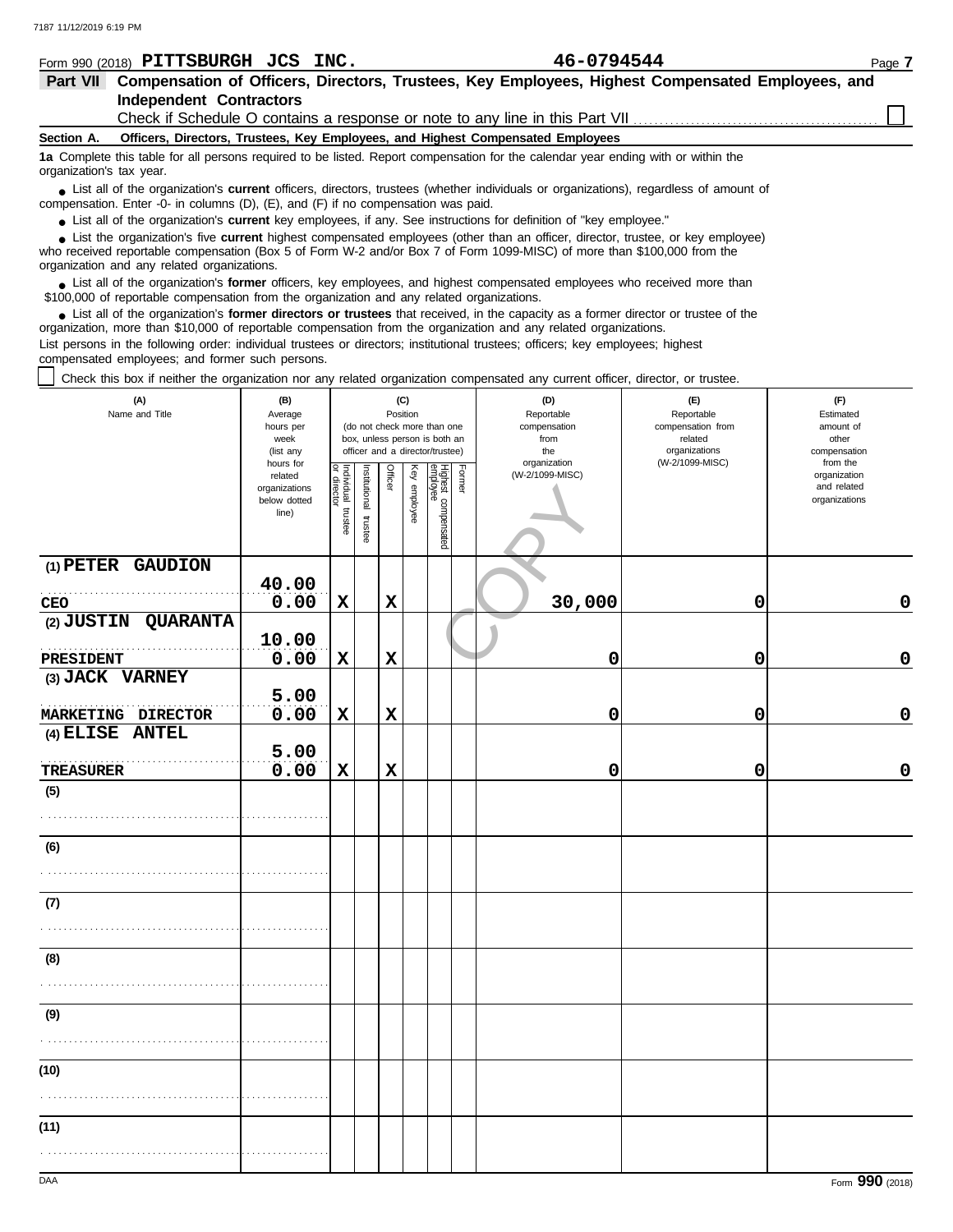7187 11/12/2019 6:19 PM

Form 990 (2018) **PITTSBURGH JCS INC.** **46-0794544** Page **7**

## Part VII Compensation of Officers, Directors, Trustees, Key Employees, Highest Compensated Employees, and Independent Contractors

Check if Schedule O contains a response or note to any line in this Part VII ☐

**Section A. Officers, Directors, Trustees, Key Employees, and Highest Compensated Employees**

**1a** Complete this table for all persons required to be listed. Report compensation for the calendar year ending with or within the organization's tax year.

- List all of the organization's **current** officers, directors, trustees (whether individuals or organizations), regardless of amount of compensation. Enter -0- in columns (D), (E), and (F) if no compensation was paid.
- List all of the organization's **current** key employees, if any. See instructions for definition of "key employee."
- List the organization's five **current** highest compensated employees (other than an officer, director, trustee, or key employee) who received reportable compensation (Box 5 of Form W-2 and/or Box 7 of Form 1099-MISC) of more than $100,000 from the organization and any related organizations.
- List all of the organization's **former** officers, key employees, and highest compensated employees who received more than $100,000 of reportable compensation from the organization and any related organizations.
- List all of the organization's **former directors or trustees** that received, in the capacity as a former director or trustee of the organization, more than $10,000 of reportable compensation from the organization and any related organizations.

List persons in the following order: individual trustees or directors; institutional trustees; officers; key employees; highest compensated employees; and former such persons.

☐ Check this box if neither the organization nor any related organization compensated any current officer, director, or trustee.

| (A) Name and Title | (B) Average hours per week (list any hours for related organizations below dotted line) | (C) Position (do not check more than one box, unless person is both an officer and a director/trustee) | | | | | | (D) Reportable compensation from the organization (W-2/1099-MISC) | (E) Reportable compensation from related organizations (W-2/1099-MISC) | (F) Estimated amount of other compensation from the organization and related organizations |
|---|---|---|---|---|---|---|---|---|---|---|
| | | Individual trustee or director | Institutional trustee | Officer | Key employee | Highest compensated employee | Former | | | |
| (1) PETER GAUDION<br>CEO | 40.00<br>0.00 | X | | X | | | | 30,000 | 0 | 0 |
| (2) JUSTIN QUARANTA<br>PRESIDENT | 10.00<br>0.00 | X | | X | | | | 0 | 0 | 0 |
| (3) JACK VARNEY<br>MARKETING DIRECTOR | 5.00<br>0.00 | X | | X | | | | 0 | 0 | 0 |
| (4) ELISE ANTEL<br>TREASURER | 5.00<br>0.00 | X | | X | | | | 0 | 0 | 0 |
| (5) | | | | | | | | | | |
| (6) | | | | | | | | | | |
| (7) | | | | | | | | | | |
| (8) | | | | | | | | | | |
| (9) | | | | | | | | | | |
| (10) | | | | | | | | | | |
| (11) | | | | | | | | | | |

DAA Form **990** (2018)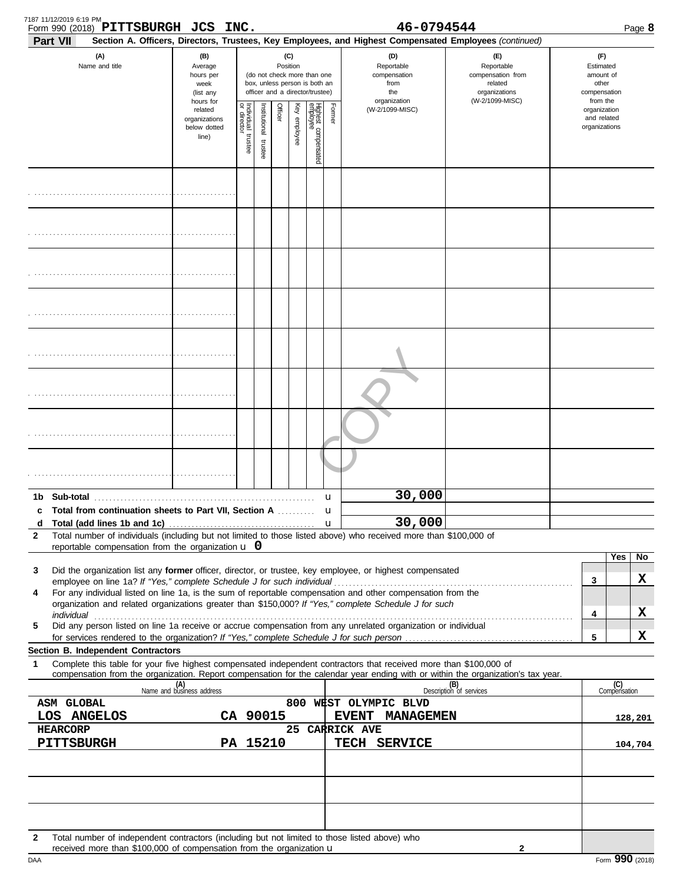Form 990 (2018) **PITTSBURGH JCS INC.** 46-0794544 Page **8**

**Part VII** **Section A. Officers, Directors, Trustees, Key Employees, and Highest Compensated Employees** *(continued)*

| (A) Name and title | (B) Average hours per week (list any hours for related organizations below dotted line) | (C) Position (do not check more than one box, unless person is both an officer and a director/trustee) Individual trustee or director | Institutional trustee | Officer | Key employee | Highest compensated employee | Former | (D) Reportable compensation from the organization (W-2/1099-MISC) | (E) Reportable compensation from related organizations (W-2/1099-MISC) | (F) Estimated amount of other compensation from the organization and related organizations |
|---|---|---|---|---|---|---|---|---|---|---|
| | | | | | | | | | | |
| | | | | | | | | | | |
| | | | | | | | | | | |
| | | | | | | | | | | |
| | | | | | | | | | | |
| | | | | | | | | | | |
| | | | | | | | | | | |
| | | | | | | | | | | |

| | | (D) | (E) | (F) |
|---|---|---|---|---|
| **1b** | **Sub-total** | 30,000 | | |
| **c** | **Total from continuation sheets to Part VII, Section A** | | | |
| **d** | **Total (add lines 1b and 1c)** | 30,000 | | |

**2** Total number of individuals (including but not limited to those listed above) who received more than $100,000 of reportable compensation from the organization u 0

| | | | Yes | No |
|---|---|---|---|---|
| **3** | Did the organization list any **former** officer, director, or trustee, key employee, or highest compensated employee on line 1a? *If "Yes," complete Schedule J for such individual* | 3 | | X |
| **4** | For any individual listed on line 1a, is the sum of reportable compensation and other compensation from the organization and related organizations greater than $150,000? *If "Yes," complete Schedule J for such individual* | 4 | | X |
| **5** | Did any person listed on line 1a receive or accrue compensation from any unrelated organization or individual for services rendered to the organization? *If "Yes," complete Schedule J for such person* | 5 | | X |

**Section B. Independent Contractors**

**1** Complete this table for your five highest compensated independent contractors that received more than $100,000 of compensation from the organization. Report compensation for the calendar year ending with or within the organization's tax year.

| (A) Name and business address | (B) Description of services | (C) Compensation |
|---|---|---|
| ASM GLOBAL, 800 WEST OLYMPIC BLVD, LOS ANGELOS CA 90015 | EVENT MANAGEMEN | 128,201 |
| HEARCORP, 25 CARRICK AVE, PITTSBURGH PA 15210 | TECH SERVICE | 104,704 |
| | | |
| | | |
| | | |

**2** Total number of independent contractors (including but not limited to those listed above) who received more than $100,000 of compensation from the organization u 2

DAA Form **990** (2018)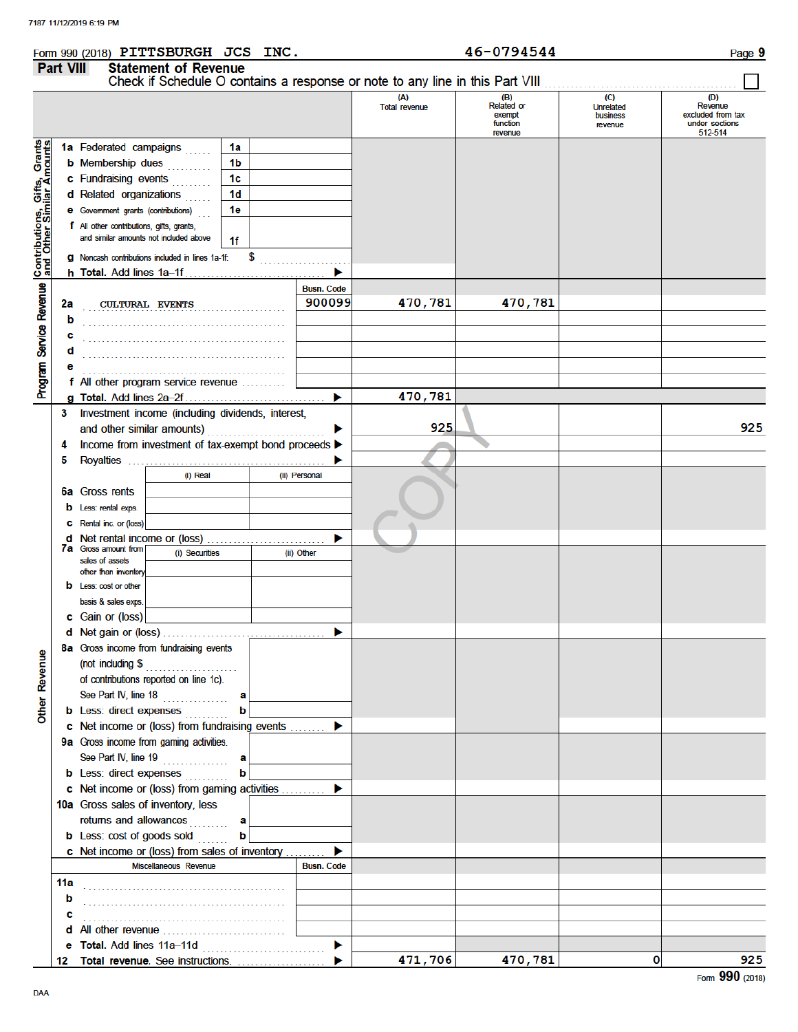Form 990 (2018) PITTSBURGH JCS INC. 46-0794544

## Part VIII Statement of Revenue

Check if Schedule O contains a response or note to any line in this Part VIII ☐

| | | | (A) Total revenue | (B) Related or exempt function revenue | (C) Unrelated business revenue | (D) Revenue excluded from tax under sections 512-514 |
|---|---|---|---|---|---|---|
| **Contributions, Gifts, Grants and Other Similar Amounts** | | | | | | |
| 1a Federated campaigns | 1a | | | | | |
| b Membership dues | 1b | | | | | |
| c Fundraising events | 1c | | | | | |
| d Related organizations | 1d | | | | | |
| e Government grants (contributions) | 1e | | | | | |
| f All other contributions, gifts, grants, and similar amounts not included above | 1f | | | | | |
| g Noncash contributions included in lines 1a-1f: $ | | | | | | |
| h Total. Add lines 1a–1f | | | | | | |
| **Program Service Revenue** | Busn. Code | | | | | |
| 2a CULTURAL EVENTS | 900099 | | 470,781 | 470,781 | | |
| b | | | | | | |
| c | | | | | | |
| d | | | | | | |
| e | | | | | | |
| f All other program service revenue | | | | | | |
| g Total. Add lines 2a–2f | | | 470,781 | | | |
| **Other Revenue** | | | | | | |
| 3 Investment income (including dividends, interest, and other similar amounts) | | | 925 | | | 925 |
| 4 Income from investment of tax-exempt bond proceeds | | | | | | |
| 5 Royalties | | | | | | |
| | (i) Real | (ii) Personal | | | | |
| 6a Gross rents | | | | | | |
| b Less: rental exps. | | | | | | |
| c Rental inc. or (loss) | | | | | | |
| d Net rental income or (loss) | | | | | | |
| 7a Gross amount from sales of assets other than inventory | (i) Securities | (ii) Other | | | | |
| b Less: cost or other basis & sales exps. | | | | | | |
| c Gain or (loss) | | | | | | |
| d Net gain or (loss) | | | | | | |
| 8a Gross income from fundraising events (not including $ of contributions reported on line 1c). See Part IV, line 18 | a | | | | | |
| b Less: direct expenses | b | | | | | |
| c Net income or (loss) from fundraising events | | | | | | |
| 9a Gross income from gaming activities. See Part IV, line 19 | a | | | | | |
| b Less: direct expenses | b | | | | | |
| c Net income or (loss) from gaming activities | | | | | | |
| 10a Gross sales of inventory, less returns and allowances | a | | | | | |
| b Less: cost of goods sold | b | | | | | |
| c Net income or (loss) from sales of inventory | | | | | | |
| Miscellaneous Revenue | Busn. Code | | | | | |
| 11a | | | | | | |
| b | | | | | | |
| c | | | | | | |
| d All other revenue | | | | | | |
| e Total. Add lines 11a–11d | | | | | | |
| 12 Total revenue. See instructions. | | | 471,706 | 470,781 | 0 | 925 |

Form 990 (2018)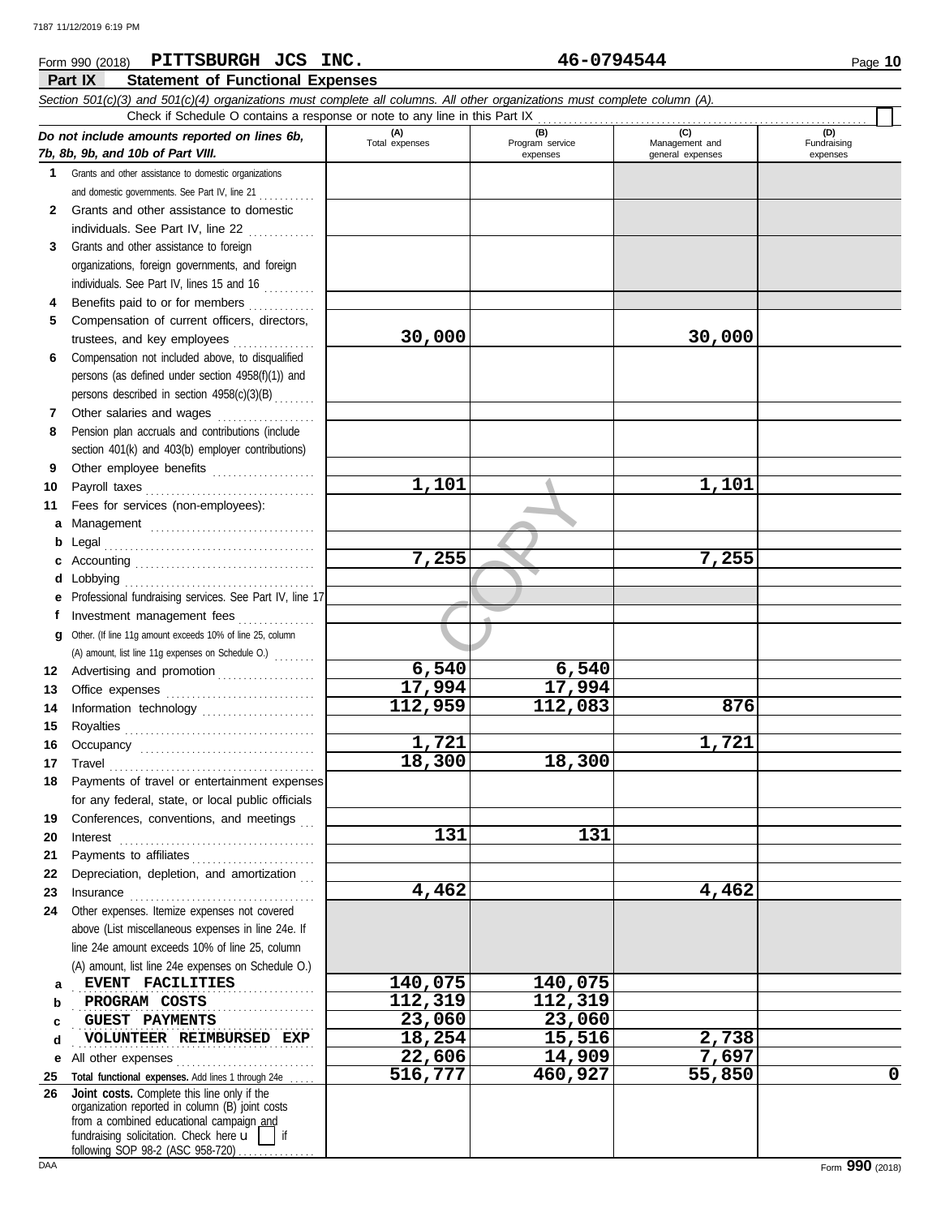7187 11/12/2019 6:19 PM

Form 990 (2018) **PITTSBURGH JCS INC.** **46-0794544** Page **10**

**Part IX Statement of Functional Expenses**

*Section 501(c)(3) and 501(c)(4) organizations must complete all columns. All other organizations must complete column (A).*

Check if Schedule O contains a response or note to any line in this Part IX ☐

| *Do not include amounts reported on lines 6b, 7b, 8b, 9b, and 10b of Part VIII.* | (A) Total expenses | (B) Program service expenses | (C) Management and general expenses | (D) Fundraising expenses |
|---|---|---|---|---|
| **1** Grants and other assistance to domestic organizations and domestic governments. See Part IV, line 21 | | | | |
| **2** Grants and other assistance to domestic individuals. See Part IV, line 22 | | | | |
| **3** Grants and other assistance to foreign organizations, foreign governments, and foreign individuals. See Part IV, lines 15 and 16 | | | | |
| **4** Benefits paid to or for members | | | | |
| **5** Compensation of current officers, directors, trustees, and key employees | 30,000 | | 30,000 | |
| **6** Compensation not included above, to disqualified persons (as defined under section 4958(f)(1)) and persons described in section 4958(c)(3)(B) | | | | |
| **7** Other salaries and wages | | | | |
| **8** Pension plan accruals and contributions (include section 401(k) and 403(b) employer contributions) | | | | |
| **9** Other employee benefits | | | | |
| **10** Payroll taxes | 1,101 | | 1,101 | |
| **11** Fees for services (non-employees): | | | | |
| **a** Management | | | | |
| **b** Legal | | | | |
| **c** Accounting | 7,255 | | 7,255 | |
| **d** Lobbying | | | | |
| **e** Professional fundraising services. See Part IV, line 17 | | | | |
| **f** Investment management fees | | | | |
| **g** Other. (If line 11g amount exceeds 10% of line 25, column (A) amount, list line 11g expenses on Schedule O.) | | | | |
| **12** Advertising and promotion | 6,540 | 6,540 | | |
| **13** Office expenses | 17,994 | 17,994 | | |
| **14** Information technology | 112,959 | 112,083 | 876 | |
| **15** Royalties | | | | |
| **16** Occupancy | 1,721 | | 1,721 | |
| **17** Travel | 18,300 | 18,300 | | |
| **18** Payments of travel or entertainment expenses for any federal, state, or local public officials | | | | |
| **19** Conferences, conventions, and meetings | | | | |
| **20** Interest | 131 | 131 | | |
| **21** Payments to affiliates | | | | |
| **22** Depreciation, depletion, and amortization | | | | |
| **23** Insurance | 4,462 | | 4,462 | |
| **24** Other expenses. Itemize expenses not covered above (List miscellaneous expenses in line 24e. If line 24e amount exceeds 10% of line 25, column (A) amount, list line 24e expenses on Schedule O.) | | | | |
| **a** EVENT FACILITIES | 140,075 | 140,075 | | |
| **b** PROGRAM COSTS | 112,319 | 112,319 | | |
| **c** GUEST PAYMENTS | 23,060 | 23,060 | | |
| **d** VOLUNTEER REIMBURSED EXP | 18,254 | 15,516 | 2,738 | |
| **e** All other expenses | 22,606 | 14,909 | 7,697 | |
| **25 Total functional expenses.** Add lines 1 through 24e | 516,777 | 460,927 | 55,850 | 0 |
| **26 Joint costs.** Complete this line only if the organization reported in column (B) joint costs from a combined educational campaign and fundraising solicitation. Check here u ☐ if following SOP 98-2 (ASC 958-720) | | | | |

DAA Form **990** (2018)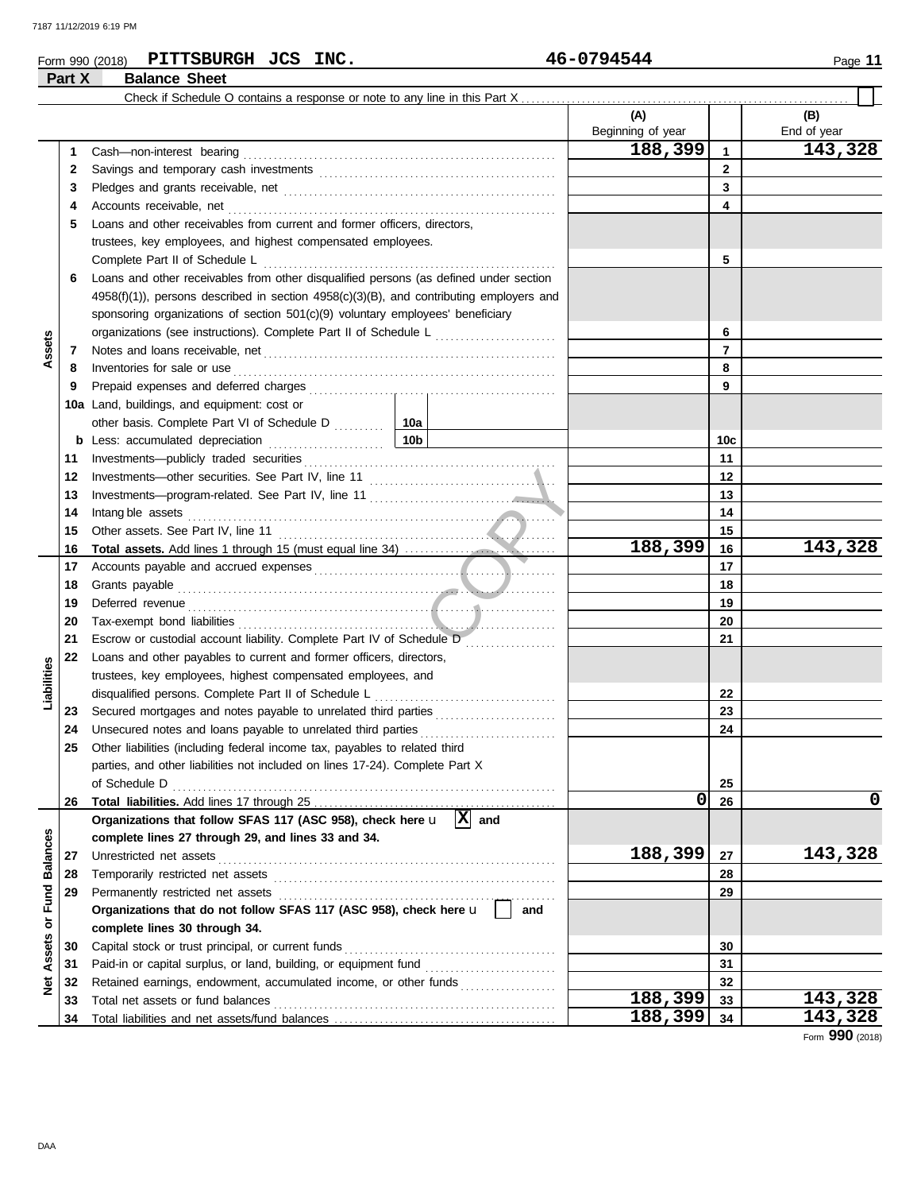Form 990 (2018) **PITTSBURGH JCS INC.** **46-0794544**

## Part X Balance Sheet

Check if Schedule O contains a response or note to any line in this Part X ☐

| Section | Line | Description | (A) Beginning of year | | (B) End of year |
|---|---|---|---|---|---|
| Assets | 1 | Cash—non-interest bearing | 188,399 | 1 | 143,328 |
| | 2 | Savings and temporary cash investments | | 2 | |
| | 3 | Pledges and grants receivable, net | | 3 | |
| | 4 | Accounts receivable, net | | 4 | |
| | 5 | Loans and other receivables from current and former officers, directors, trustees, key employees, and highest compensated employees. Complete Part II of Schedule L | | 5 | |
| | 6 | Loans and other receivables from other disqualified persons (as defined under section 4958(f)(1)), persons described in section 4958(c)(3)(B), and contributing employers and sponsoring organizations of section 501(c)(9) voluntary employees' beneficiary organizations (see instructions). Complete Part II of Schedule L | | 6 | |
| | 7 | Notes and loans receivable, net | | 7 | |
| | 8 | Inventories for sale or use | | 8 | |
| | 9 | Prepaid expenses and deferred charges | | 9 | |
| | 10a | Land, buildings, and equipment: cost or other basis. Complete Part VI of Schedule D — 10a | | | |
| | b | Less: accumulated depreciation — 10b | | 10c | |
| | 11 | Investments—publicly traded securities | | 11 | |
| | 12 | Investments—other securities. See Part IV, line 11 | | 12 | |
| | 13 | Investments—program-related. See Part IV, line 11 | | 13 | |
| | 14 | Intangible assets | | 14 | |
| | 15 | Other assets. See Part IV, line 11 | | 15 | |
| | 16 | **Total assets.** Add lines 1 through 15 (must equal line 34) | 188,399 | 16 | 143,328 |
| Liabilities | 17 | Accounts payable and accrued expenses | | 17 | |
| | 18 | Grants payable | | 18 | |
| | 19 | Deferred revenue | | 19 | |
| | 20 | Tax-exempt bond liabilities | | 20 | |
| | 21 | Escrow or custodial account liability. Complete Part IV of Schedule D | | 21 | |
| | 22 | Loans and other payables to current and former officers, directors, trustees, key employees, highest compensated employees, and disqualified persons. Complete Part II of Schedule L | | 22 | |
| | 23 | Secured mortgages and notes payable to unrelated third parties | | 23 | |
| | 24 | Unsecured notes and loans payable to unrelated third parties | | 24 | |
| | 25 | Other liabilities (including federal income tax, payables to related third parties, and other liabilities not included on lines 17-24). Complete Part X of Schedule D | | 25 | |
| | 26 | **Total liabilities.** Add lines 17 through 25 | 0 | 26 | 0 |
| Net Assets or Fund Balances | | **Organizations that follow SFAS 117 (ASC 958), check here** ☒ **and complete lines 27 through 29, and lines 33 and 34.** | | | |
| | 27 | Unrestricted net assets | 188,399 | 27 | 143,328 |
| | 28 | Temporarily restricted net assets | | 28 | |
| | 29 | Permanently restricted net assets | | 29 | |
| | | **Organizations that do not follow SFAS 117 (ASC 958), check here** ☐ **and complete lines 30 through 34.** | | | |
| | 30 | Capital stock or trust principal, or current funds | | 30 | |
| | 31 | Paid-in or capital surplus, or land, building, or equipment fund | | 31 | |
| | 32 | Retained earnings, endowment, accumulated income, or other funds | | 32 | |
| | 33 | Total net assets or fund balances | 188,399 | 33 | 143,328 |
| | 34 | Total liabilities and net assets/fund balances | 188,399 | 34 | 143,328 |

Form **990** (2018)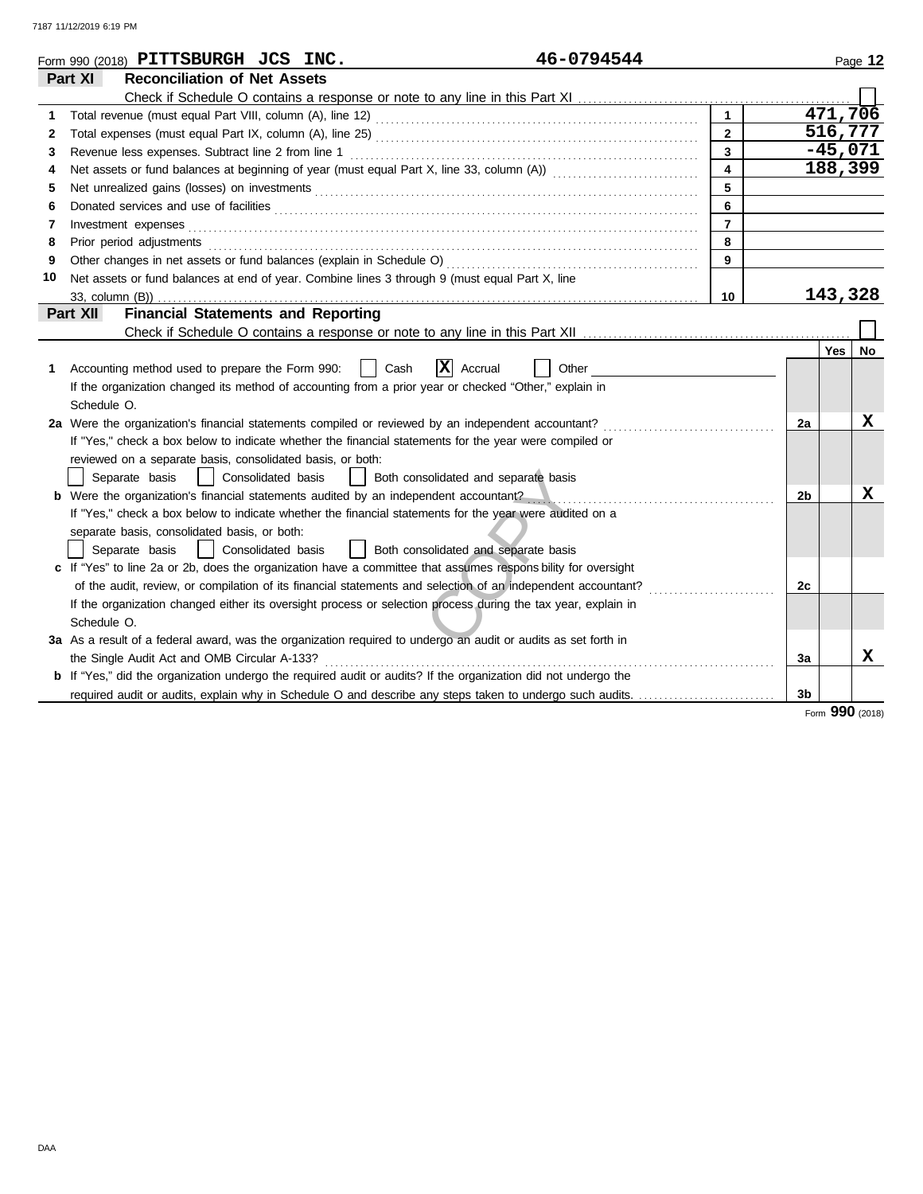Form 990 (2018) **PITTSBURGH JCS INC.** **46-0794544**

## Part XI Reconciliation of Net Assets

Check if Schedule O contains a response or note to any line in this Part XI . . . . . . . . . . . . . . . . . . . . . . . . . . . . . . . . . . . . . . . . . . . . . . ☐

| | | | |
|---|---|---|---|
| 1 | Total revenue (must equal Part VIII, column (A), line 12) | 1 | 471,706 |
| 2 | Total expenses (must equal Part IX, column (A), line 25) | 2 | 516,777 |
| 3 | Revenue less expenses. Subtract line 2 from line 1 | 3 | -45,071 |
| 4 | Net assets or fund balances at beginning of year (must equal Part X, line 33, column (A)) | 4 | 188,399 |
| 5 | Net unrealized gains (losses) on investments | 5 | |
| 6 | Donated services and use of facilities | 6 | |
| 7 | Investment expenses | 7 | |
| 8 | Prior period adjustments | 8 | |
| 9 | Other changes in net assets or fund balances (explain in Schedule O) | 9 | |
| 10 | Net assets or fund balances at end of year. Combine lines 3 through 9 (must equal Part X, line 33, column (B)) | 10 | 143,328 |

## Part XII Financial Statements and Reporting

Check if Schedule O contains a response or note to any line in this Part XII . . . . . . . . . . . . . . . . . . . . . . . . . . . . . . . . . . . . . . . . . . . . . ☐

| | | | Yes | No |
|---|---|---|---|---|
| 1 | Accounting method used to prepare the Form 990: ☐ Cash ☒ Accrual ☐ Other<br>If the organization changed its method of accounting from a prior year or checked "Other," explain in Schedule O. | | | |
| 2a | Were the organization's financial statements compiled or reviewed by an independent accountant?<br>If "Yes," check a box below to indicate whether the financial statements for the year were compiled or reviewed on a separate basis, consolidated basis, or both:<br>☐ Separate basis ☐ Consolidated basis ☐ Both consolidated and separate basis | 2a | | X |
| b | Were the organization's financial statements audited by an independent accountant?<br>If "Yes," check a box below to indicate whether the financial statements for the year were audited on a separate basis, consolidated basis, or both:<br>☐ Separate basis ☐ Consolidated basis ☐ Both consolidated and separate basis | 2b | | X |
| c | If "Yes" to line 2a or 2b, does the organization have a committee that assumes responsibility for oversight of the audit, review, or compilation of its financial statements and selection of an independent accountant?<br>If the organization changed either its oversight process or selection process during the tax year, explain in Schedule O. | 2c | | |
| 3a | As a result of a federal award, was the organization required to undergo an audit or audits as set forth in the Single Audit Act and OMB Circular A-133? | 3a | | X |
| b | If "Yes," did the organization undergo the required audit or audits? If the organization did not undergo the required audit or audits, explain why in Schedule O and describe any steps taken to undergo such audits. | 3b | | |

Form **990** (2018)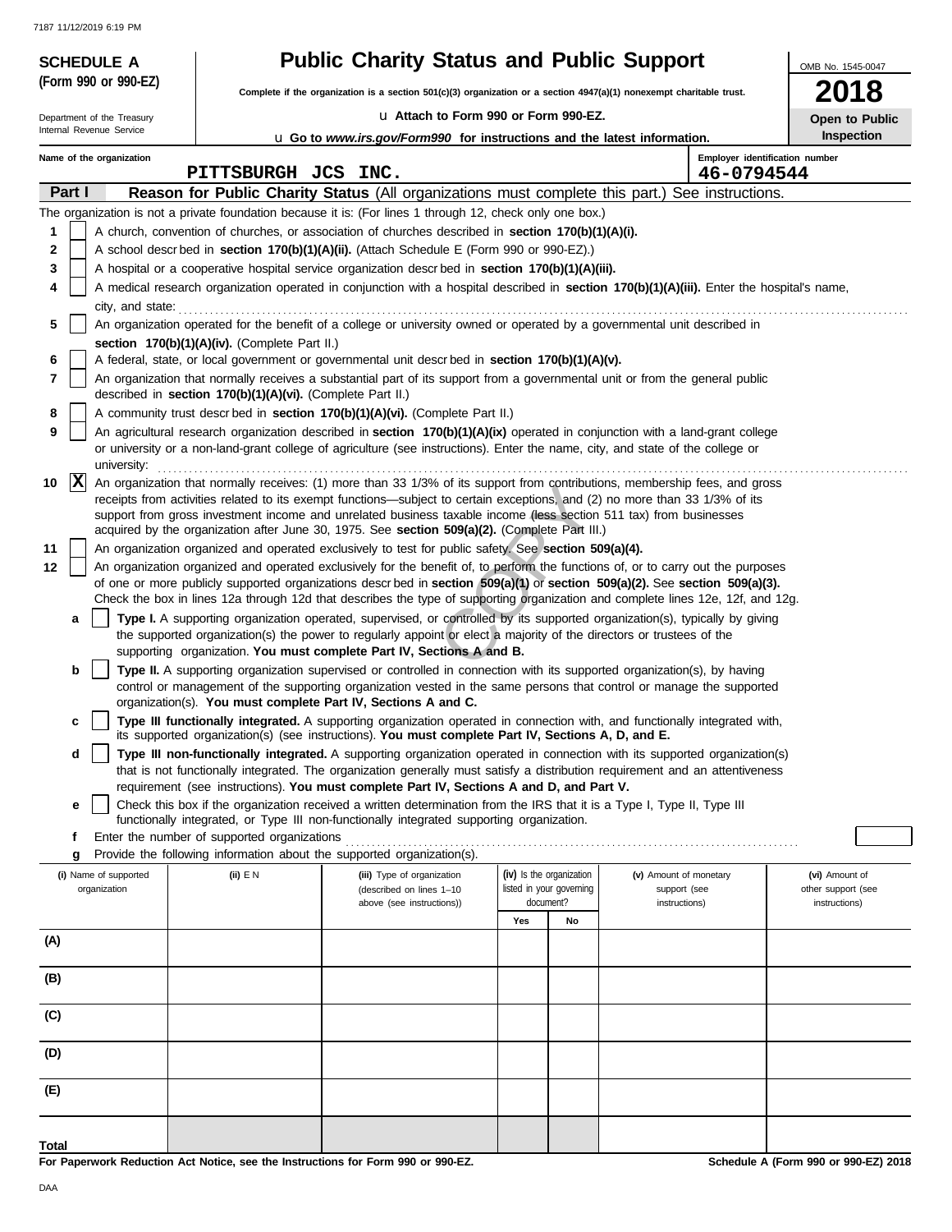**SCHEDULE A (Form 990 or 990-EZ)**

Department of the Treasury
Internal Revenue Service

# Public Charity Status and Public Support

**Complete if the organization is a section 501(c)(3) organization or a section 4947(a)(1) nonexempt charitable trust.**

u **Attach to Form 990 or Form 990-EZ.**

u **Go to *www.irs.gov/Form990* for instructions and the latest information.**

OMB No. 1545-0047

**2018**

**Open to Public Inspection**

Name of the organization: PITTSBURGH JCS INC.

Employer identification number: 46-0794544

## Part I — Reason for Public Charity Status (All organizations must complete this part.) See instructions.

The organization is not a private foundation because it is: (For lines 1 through 12, check only one box.)

1. [ ] A church, convention of churches, or association of churches described in **section 170(b)(1)(A)(i).**
2. [ ] A school described in **section 170(b)(1)(A)(ii).** (Attach Schedule E (Form 990 or 990-EZ).)
3. [ ] A hospital or a cooperative hospital service organization described in **section 170(b)(1)(A)(iii).**
4. [ ] A medical research organization operated in conjunction with a hospital described in **section 170(b)(1)(A)(iii).** Enter the hospital's name, city, and state:
5. [ ] An organization operated for the benefit of a college or university owned or operated by a governmental unit described in **section 170(b)(1)(A)(iv).** (Complete Part II.)
6. [ ] A federal, state, or local government or governmental unit described in **section 170(b)(1)(A)(v).**
7. [ ] An organization that normally receives a substantial part of its support from a governmental unit or from the general public described in **section 170(b)(1)(A)(vi).** (Complete Part II.)
8. [ ] A community trust described in **section 170(b)(1)(A)(vi).** (Complete Part II.)
9. [ ] An agricultural research organization described in **section 170(b)(1)(A)(ix)** operated in conjunction with a land-grant college or university or a non-land-grant college of agriculture (see instructions). Enter the name, city, and state of the college or university:
10. [X] An organization that normally receives: (1) more than 33 1/3% of its support from contributions, membership fees, and gross receipts from activities related to its exempt functions—subject to certain exceptions, and (2) no more than 33 1/3% of its support from gross investment income and unrelated business taxable income (less section 511 tax) from businesses acquired by the organization after June 30, 1975. See **section 509(a)(2).** (Complete Part III.)
11. [ ] An organization organized and operated exclusively to test for public safety. See **section 509(a)(4).**
12. [ ] An organization organized and operated exclusively for the benefit of, to perform the functions of, or to carry out the purposes of one or more publicly supported organizations described in **section 509(a)(1)** or **section 509(a)(2).** See **section 509(a)(3).** Check the box in lines 12a through 12d that describes the type of supporting organization and complete lines 12e, 12f, and 12g.
    - **a** [ ] **Type I.** A supporting organization operated, supervised, or controlled by its supported organization(s), typically by giving the supported organization(s) the power to regularly appoint or elect a majority of the directors or trustees of the supporting organization. **You must complete Part IV, Sections A and B.**
    - **b** [ ] **Type II.** A supporting organization supervised or controlled in connection with its supported organization(s), by having control or management of the supporting organization vested in the same persons that control or manage the supported organization(s). **You must complete Part IV, Sections A and C.**
    - **c** [ ] **Type III functionally integrated.** A supporting organization operated in connection with, and functionally integrated with, its supported organization(s) (see instructions). **You must complete Part IV, Sections A, D, and E.**
    - **d** [ ] **Type III non-functionally integrated.** A supporting organization operated in connection with its supported organization(s) that is not functionally integrated. The organization generally must satisfy a distribution requirement and an attentiveness requirement (see instructions). **You must complete Part IV, Sections A and D, and Part V.**
    - **e** [ ] Check this box if the organization received a written determination from the IRS that it is a Type I, Type II, Type III functionally integrated, or Type III non-functionally integrated supporting organization.
    - **f** Enter the number of supported organizations
    - **g** Provide the following information about the supported organization(s).

| (i) Name of supported organization | (ii) EIN | (iii) Type of organization (described on lines 1–10 above (see instructions)) | (iv) Is the organization listed in your governing document? Yes | No | (v) Amount of monetary support (see instructions) | (vi) Amount of other support (see instructions) |
|---|---|---|---|---|---|---|
| (A) | | | | | | |
| (B) | | | | | | |
| (C) | | | | | | |
| (D) | | | | | | |
| (E) | | | | | | |
| **Total** | | | | | | |

**For Paperwork Reduction Act Notice, see the Instructions for Form 990 or 990-EZ.**

**Schedule A (Form 990 or 990-EZ) 2018**

DAA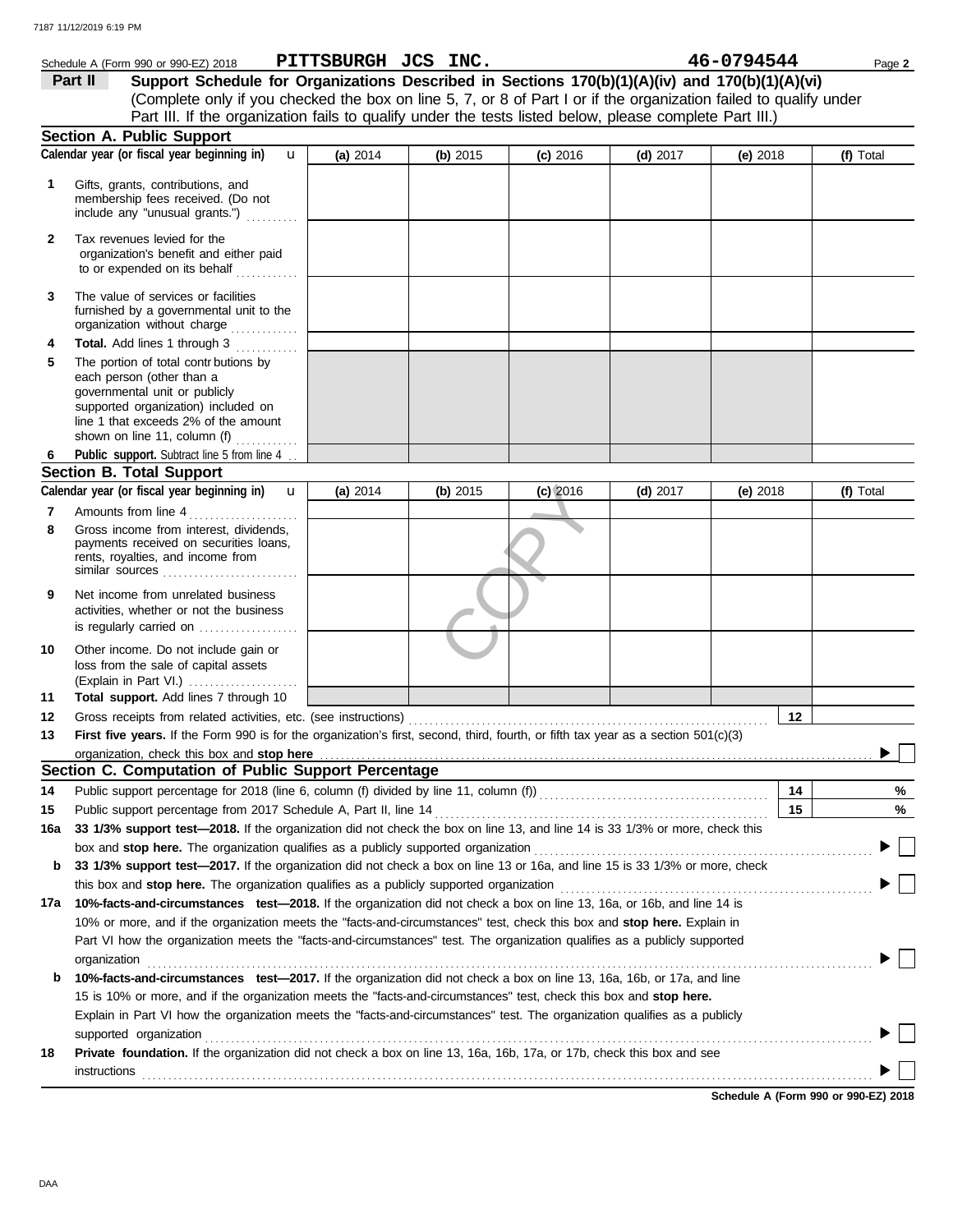Schedule A (Form 990 or 990-EZ) 2018 **PITTSBURGH JCS INC.** **46-0794544**

**Part II** **Support Schedule for Organizations Described in Sections 170(b)(1)(A)(iv) and 170(b)(1)(A)(vi)**
(Complete only if you checked the box on line 5, 7, or 8 of Part I or if the organization failed to qualify under Part III. If the organization fails to qualify under the tests listed below, please complete Part III.)

**Section A. Public Support**

| Calendar year (or fiscal year beginning in) | (a) 2014 | (b) 2015 | (c) 2016 | (d) 2017 | (e) 2018 | (f) Total |
|---|---|---|---|---|---|---|
| 1 Gifts, grants, contributions, and membership fees received. (Do not include any "unusual grants.") | | | | | | |
| 2 Tax revenues levied for the organization's benefit and either paid to or expended on its behalf | | | | | | |
| 3 The value of services or facilities furnished by a governmental unit to the organization without charge | | | | | | |
| 4 **Total.** Add lines 1 through 3 | | | | | | |
| 5 The portion of total contributions by each person (other than a governmental unit or publicly supported organization) included on line 1 that exceeds 2% of the amount shown on line 11, column (f) | | | | | | |
| 6 **Public support.** Subtract line 5 from line 4 | | | | | | |

**Section B. Total Support**

| Calendar year (or fiscal year beginning in) | (a) 2014 | (b) 2015 | (c) 2016 | (d) 2017 | (e) 2018 | (f) Total |
|---|---|---|---|---|---|---|
| 7 Amounts from line 4 | | | | | | |
| 8 Gross income from interest, dividends, payments received on securities loans, rents, royalties, and income from similar sources | | | | | | |
| 9 Net income from unrelated business activities, whether or not the business is regularly carried on | | | | | | |
| 10 Other income. Do not include gain or loss from the sale of capital assets (Explain in Part VI.) | | | | | | |
| 11 **Total support.** Add lines 7 through 10 | | | | | | |

12 Gross receipts from related activities, etc. (see instructions) | 12 |

13 **First five years.** If the Form 990 is for the organization's first, second, third, fourth, or fifth tax year as a section 501(c)(3) organization, check this box and **stop here** ☐

**Section C. Computation of Public Support Percentage**

14 Public support percentage for 2018 (line 6, column (f) divided by line 11, column (f)) | 14 | %

15 Public support percentage from 2017 Schedule A, Part II, line 14 | 15 | %

16a **33 1/3% support test—2018.** If the organization did not check the box on line 13, and line 14 is 33 1/3% or more, check this box and **stop here.** The organization qualifies as a publicly supported organization ☐

b **33 1/3% support test—2017.** If the organization did not check a box on line 13 or 16a, and line 15 is 33 1/3% or more, check this box and **stop here.** The organization qualifies as a publicly supported organization ☐

17a **10%-facts-and-circumstances test—2018.** If the organization did not check a box on line 13, 16a, or 16b, and line 14 is 10% or more, and if the organization meets the "facts-and-circumstances" test, check this box and **stop here.** Explain in Part VI how the organization meets the "facts-and-circumstances" test. The organization qualifies as a publicly supported organization ☐

b **10%-facts-and-circumstances test—2017.** If the organization did not check a box on line 13, 16a, 16b, or 17a, and line 15 is 10% or more, and if the organization meets the "facts-and-circumstances" test, check this box and **stop here.** Explain in Part VI how the organization meets the "facts-and-circumstances" test. The organization qualifies as a publicly supported organization ☐

18 **Private foundation.** If the organization did not check a box on line 13, 16a, 16b, 17a, or 17b, check this box and see instructions ☐

**Schedule A (Form 990 or 990-EZ) 2018**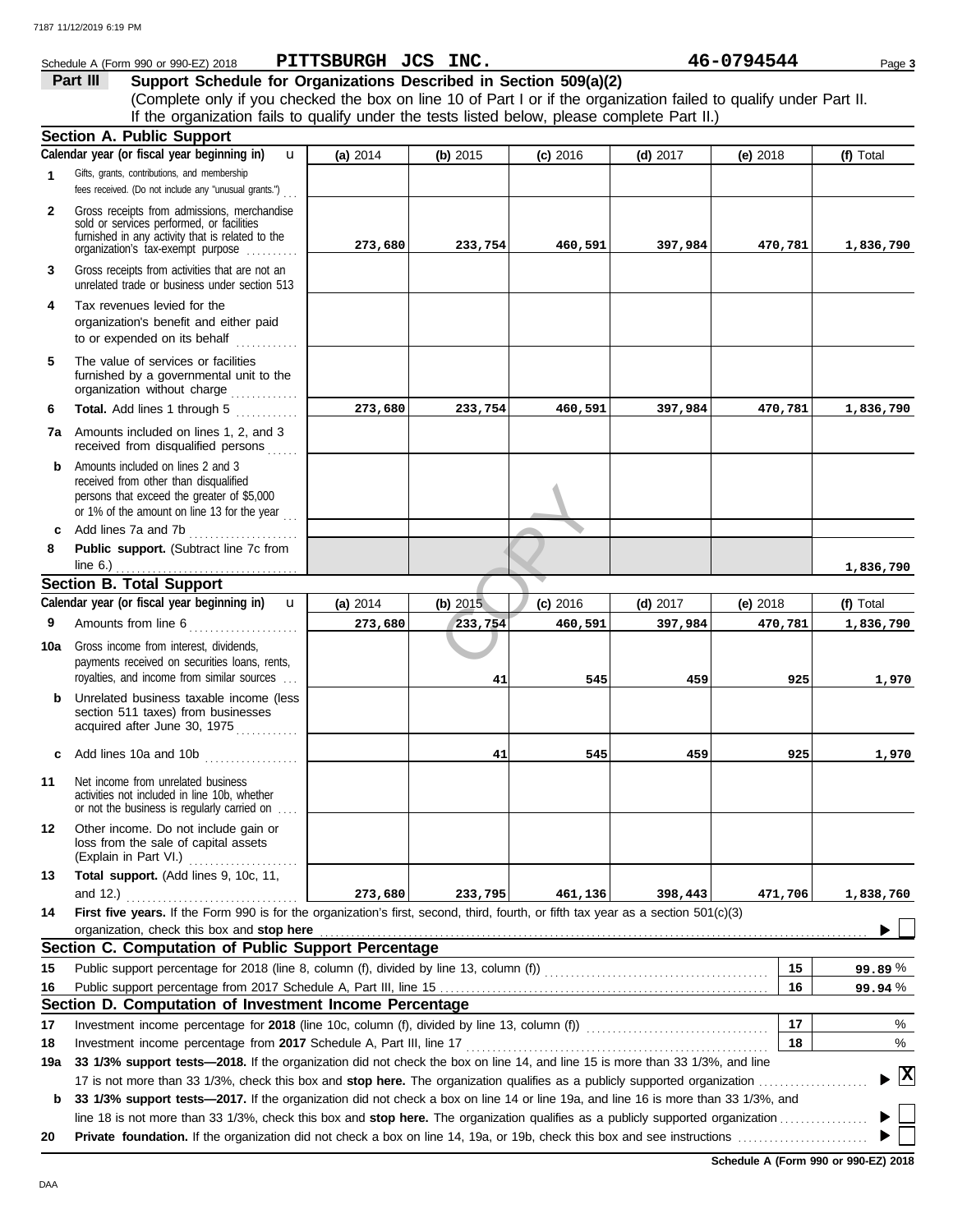Schedule A (Form 990 or 990-EZ) 2018 **PITTSBURGH JCS INC.** **46-0794544** Page **3**

## Part III Support Schedule for Organizations Described in Section 509(a)(2)

(Complete only if you checked the box on line 10 of Part I or if the organization failed to qualify under Part II. If the organization fails to qualify under the tests listed below, please complete Part II.)

### Section A. Public Support

| Calendar year (or fiscal year beginning in) | (a) 2014 | (b) 2015 | (c) 2016 | (d) 2017 | (e) 2018 | (f) Total |
|---|---|---|---|---|---|---|
| **1** Gifts, grants, contributions, and membership fees received. (Do not include any "unusual grants.") | | | | | | |
| **2** Gross receipts from admissions, merchandise sold or services performed, or facilities furnished in any activity that is related to the organization's tax-exempt purpose | 273,680 | 233,754 | 460,591 | 397,984 | 470,781 | 1,836,790 |
| **3** Gross receipts from activities that are not an unrelated trade or business under section 513 | | | | | | |
| **4** Tax revenues levied for the organization's benefit and either paid to or expended on its behalf | | | | | | |
| **5** The value of services or facilities furnished by a governmental unit to the organization without charge | | | | | | |
| **6** **Total.** Add lines 1 through 5 | 273,680 | 233,754 | 460,591 | 397,984 | 470,781 | 1,836,790 |
| **7a** Amounts included on lines 1, 2, and 3 received from disqualified persons | | | | | | |
| **b** Amounts included on lines 2 and 3 received from other than disqualified persons that exceed the greater of $5,000 or 1% of the amount on line 13 for the year | | | | | | |
| **c** Add lines 7a and 7b | | | | | | |
| **8** **Public support.** (Subtract line 7c from line 6.) | | | | | | 1,836,790 |

### Section B. Total Support

| Calendar year (or fiscal year beginning in) | (a) 2014 | (b) 2015 | (c) 2016 | (d) 2017 | (e) 2018 | (f) Total |
|---|---|---|---|---|---|---|
| **9** Amounts from line 6 | 273,680 | 233,754 | 460,591 | 397,984 | 470,781 | 1,836,790 |
| **10a** Gross income from interest, dividends, payments received on securities loans, rents, royalties, and income from similar sources | | 41 | 545 | 459 | 925 | 1,970 |
| **b** Unrelated business taxable income (less section 511 taxes) from businesses acquired after June 30, 1975 | | | | | | |
| **c** Add lines 10a and 10b | | 41 | 545 | 459 | 925 | 1,970 |
| **11** Net income from unrelated business activities not included in line 10b, whether or not the business is regularly carried on | | | | | | |
| **12** Other income. Do not include gain or loss from the sale of capital assets (Explain in Part VI.) | | | | | | |
| **13** **Total support.** (Add lines 9, 10c, 11, and 12.) | 273,680 | 233,795 | 461,136 | 398,443 | 471,706 | 1,838,760 |

**14** **First five years.** If the Form 990 is for the organization's first, second, third, fourth, or fifth tax year as a section 501(c)(3) organization, check this box and **stop here** ☐

### Section C. Computation of Public Support Percentage

| | | | |
|---|---|---|---|
| **15** | Public support percentage for 2018 (line 8, column (f), divided by line 13, column (f)) | **15** | 99.89 % |
| **16** | Public support percentage from 2017 Schedule A, Part III, line 15 | **16** | 99.94 % |

### Section D. Computation of Investment Income Percentage

| | | | |
|---|---|---|---|
| **17** | Investment income percentage for **2018** (line 10c, column (f), divided by line 13, column (f)) | **17** | % |
| **18** | Investment income percentage from **2017** Schedule A, Part III, line 17 | **18** | % |

**19a** **33 1/3% support tests—2018.** If the organization did not check the box on line 14, and line 15 is more than 33 1/3%, and line 17 is not more than 33 1/3%, check this box and **stop here.** The organization qualifies as a publicly supported organization ☒

**b** **33 1/3% support tests—2017.** If the organization did not check a box on line 14 or line 19a, and line 16 is more than 33 1/3%, and line 18 is not more than 33 1/3%, check this box and **stop here.** The organization qualifies as a publicly supported organization ☐

**20** **Private foundation.** If the organization did not check a box on line 14, 19a, or 19b, check this box and see instructions ☐

**Schedule A (Form 990 or 990-EZ) 2018**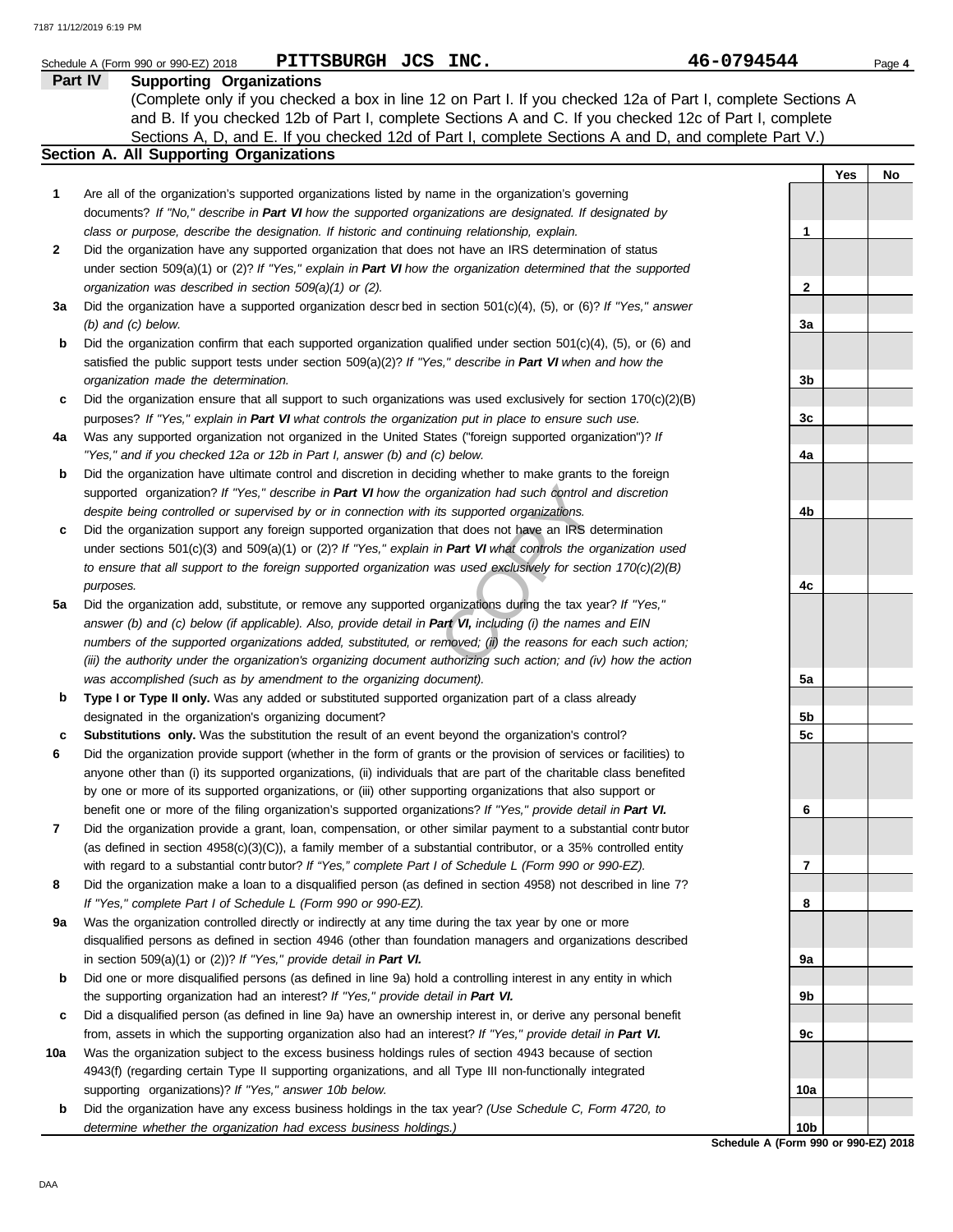Schedule A (Form 990 or 990-EZ) 2018 **PITTSBURGH JCS INC.** **46-0794544** Page **4**

## Part IV Supporting Organizations

(Complete only if you checked a box in line 12 on Part I. If you checked 12a of Part I, complete Sections A and B. If you checked 12b of Part I, complete Sections A and C. If you checked 12c of Part I, complete Sections A, D, and E. If you checked 12d of Part I, complete Sections A and D, and complete Part V.)

### Section A. All Supporting Organizations

| | | | Yes | No |
|---|---|---|---|---|
| **1** | Are all of the organization's supported organizations listed by name in the organization's governing documents? *If "No," describe in* ***Part VI*** *how the supported organizations are designated. If designated by class or purpose, describe the designation. If historic and continuing relationship, explain.* | 1 | | |
| **2** | Did the organization have any supported organization that does not have an IRS determination of status under section 509(a)(1) or (2)? *If "Yes," explain in* ***Part VI*** *how the organization determined that the supported organization was described in section 509(a)(1) or (2).* | 2 | | |
| **3a** | Did the organization have a supported organization described in section 501(c)(4), (5), or (6)? *If "Yes," answer (b) and (c) below.* | 3a | | |
| **b** | Did the organization confirm that each supported organization qualified under section 501(c)(4), (5), or (6) and satisfied the public support tests under section 509(a)(2)? *If "Yes," describe in* ***Part VI*** *when and how the organization made the determination.* | 3b | | |
| **c** | Did the organization ensure that all support to such organizations was used exclusively for section 170(c)(2)(B) purposes? *If "Yes," explain in* ***Part VI*** *what controls the organization put in place to ensure such use.* | 3c | | |
| **4a** | Was any supported organization not organized in the United States ("foreign supported organization")? *If "Yes," and if you checked 12a or 12b in Part I, answer (b) and (c) below.* | 4a | | |
| **b** | Did the organization have ultimate control and discretion in deciding whether to make grants to the foreign supported organization? *If "Yes," describe in* ***Part VI*** *how the organization had such control and discretion despite being controlled or supervised by or in connection with its supported organizations.* | 4b | | |
| **c** | Did the organization support any foreign supported organization that does not have an IRS determination under sections 501(c)(3) and 509(a)(1) or (2)? *If "Yes," explain in* ***Part VI*** *what controls the organization used to ensure that all support to the foreign supported organization was used exclusively for section 170(c)(2)(B) purposes.* | 4c | | |
| **5a** | Did the organization add, substitute, or remove any supported organizations during the tax year? *If "Yes," answer (b) and (c) below (if applicable). Also, provide detail in* ***Part VI,*** *including (i) the names and EIN numbers of the supported organizations added, substituted, or removed; (ii) the reasons for each such action; (iii) the authority under the organization's organizing document authorizing such action; and (iv) how the action was accomplished (such as by amendment to the organizing document).* | 5a | | |
| **b** | **Type I or Type II only.** Was any added or substituted supported organization part of a class already designated in the organization's organizing document? | 5b | | |
| **c** | **Substitutions only.** Was the substitution the result of an event beyond the organization's control? | 5c | | |
| **6** | Did the organization provide support (whether in the form of grants or the provision of services or facilities) to anyone other than (i) its supported organizations, (ii) individuals that are part of the charitable class benefited by one or more of its supported organizations, or (iii) other supporting organizations that also support or benefit one or more of the filing organization's supported organizations? *If "Yes," provide detail in* ***Part VI.*** | 6 | | |
| **7** | Did the organization provide a grant, loan, compensation, or other similar payment to a substantial contributor (as defined in section 4958(c)(3)(C)), a family member of a substantial contributor, or a 35% controlled entity with regard to a substantial contributor? *If "Yes," complete Part I of Schedule L (Form 990 or 990-EZ).* | 7 | | |
| **8** | Did the organization make a loan to a disqualified person (as defined in section 4958) not described in line 7? *If "Yes," complete Part I of Schedule L (Form 990 or 990-EZ).* | 8 | | |
| **9a** | Was the organization controlled directly or indirectly at any time during the tax year by one or more disqualified persons as defined in section 4946 (other than foundation managers and organizations described in section 509(a)(1) or (2))? *If "Yes," provide detail in* ***Part VI.*** | 9a | | |
| **b** | Did one or more disqualified persons (as defined in line 9a) hold a controlling interest in any entity in which the supporting organization had an interest? *If "Yes," provide detail in* ***Part VI.*** | 9b | | |
| **c** | Did a disqualified person (as defined in line 9a) have an ownership interest in, or derive any personal benefit from, assets in which the supporting organization also had an interest? *If "Yes," provide detail in* ***Part VI.*** | 9c | | |
| **10a** | Was the organization subject to the excess business holdings rules of section 4943 because of section 4943(f) (regarding certain Type II supporting organizations, and all Type III non-functionally integrated supporting organizations)? *If "Yes," answer 10b below.* | 10a | | |
| **b** | Did the organization have any excess business holdings in the tax year? *(Use Schedule C, Form 4720, to determine whether the organization had excess business holdings.)* | 10b | | |

**Schedule A (Form 990 or 990-EZ) 2018**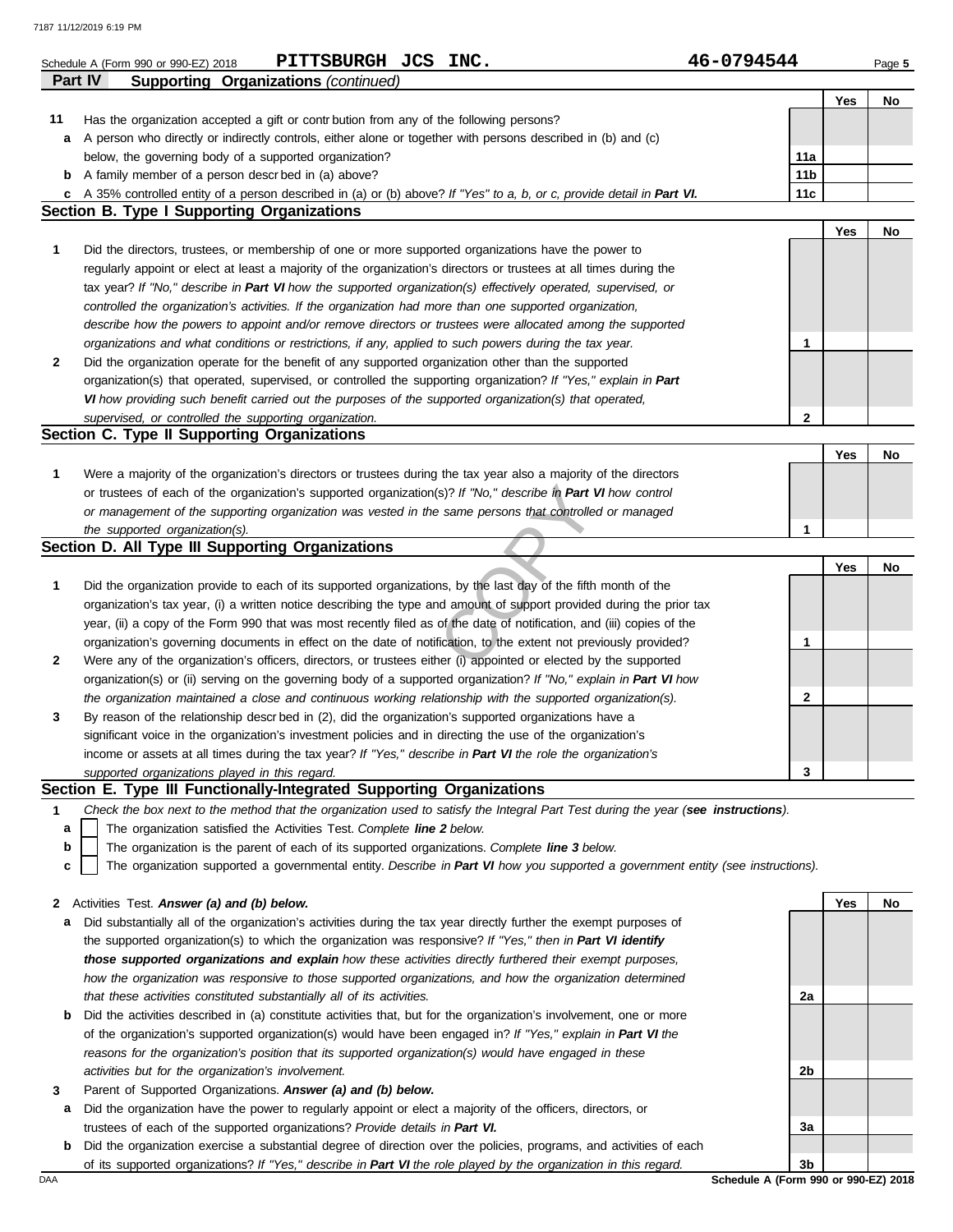Schedule A (Form 990 or 990-EZ) 2018 **PITTSBURGH JCS INC.** **46-0794544**

**Part IV Supporting Organizations** *(continued)*

| | | | Yes | No |
|---|---|---|---|---|
| **11** | Has the organization accepted a gift or contribution from any of the following persons? | | | |
| **a** | A person who directly or indirectly controls, either alone or together with persons described in (b) and (c) below, the governing body of a supported organization? | **11a** | | |
| **b** | A family member of a person described in (a) above? | **11b** | | |
| **c** | A 35% controlled entity of a person described in (a) or (b) above? *If "Yes" to a, b, or c, provide detail in **Part VI.*** | **11c** | | |

## Section B. Type I Supporting Organizations

| | | | Yes | No |
|---|---|---|---|---|
| **1** | Did the directors, trustees, or membership of one or more supported organizations have the power to regularly appoint or elect at least a majority of the organization's directors or trustees at all times during the tax year? *If "No," describe in **Part VI** how the supported organization(s) effectively operated, supervised, or controlled the organization's activities. If the organization had more than one supported organization, describe how the powers to appoint and/or remove directors or trustees were allocated among the supported organizations and what conditions or restrictions, if any, applied to such powers during the tax year.* | **1** | | |
| **2** | Did the organization operate for the benefit of any supported organization other than the supported organization(s) that operated, supervised, or controlled the supporting organization? *If "Yes," explain in **Part VI** how providing such benefit carried out the purposes of the supported organization(s) that operated, supervised, or controlled the supporting organization.* | **2** | | |

## Section C. Type II Supporting Organizations

| | | | Yes | No |
|---|---|---|---|---|
| **1** | Were a majority of the organization's directors or trustees during the tax year also a majority of the directors or trustees of each of the organization's supported organization(s)? *If "No," describe in **Part VI** how control or management of the supporting organization was vested in the same persons that controlled or managed the supported organization(s).* | **1** | | |

## Section D. All Type III Supporting Organizations

| | | | Yes | No |
|---|---|---|---|---|
| **1** | Did the organization provide to each of its supported organizations, by the last day of the fifth month of the organization's tax year, (i) a written notice describing the type and amount of support provided during the prior tax year, (ii) a copy of the Form 990 that was most recently filed as of the date of notification, and (iii) copies of the organization's governing documents in effect on the date of notification, to the extent not previously provided? | **1** | | |
| **2** | Were any of the organization's officers, directors, or trustees either (i) appointed or elected by the supported organization(s) or (ii) serving on the governing body of a supported organization? *If "No," explain in **Part VI** how the organization maintained a close and continuous working relationship with the supported organization(s).* | **2** | | |
| **3** | By reason of the relationship described in (2), did the organization's supported organizations have a significant voice in the organization's investment policies and in directing the use of the organization's income or assets at all times during the tax year? *If "Yes," describe in **Part VI** the role the organization's supported organizations played in this regard.* | **3** | | |

## Section E. Type III Functionally-Integrated Supporting Organizations

**1** *Check the box next to the method that the organization used to satisfy the Integral Part Test during the year (**see instructions**).*

- **a** ☐ The organization satisfied the Activities Test. *Complete **line 2** below.*
- **b** ☐ The organization is the parent of each of its supported organizations. *Complete **line 3** below.*
- **c** ☐ The organization supported a governmental entity. *Describe in **Part VI** how you supported a government entity (see instructions).*

| | | | Yes | No |
|---|---|---|---|---|
| **2** | Activities Test. ***Answer (a) and (b) below.*** | | | |
| **a** | Did substantially all of the organization's activities during the tax year directly further the exempt purposes of the supported organization(s) to which the organization was responsive? *If "Yes," then in **Part VI identify those supported organizations and explain** how these activities directly furthered their exempt purposes, how the organization was responsive to those supported organizations, and how the organization determined that these activities constituted substantially all of its activities.* | **2a** | | |
| **b** | Did the activities described in (a) constitute activities that, but for the organization's involvement, one or more of the organization's supported organization(s) would have been engaged in? *If "Yes," explain in **Part VI** the reasons for the organization's position that its supported organization(s) would have engaged in these activities but for the organization's involvement.* | **2b** | | |
| **3** | Parent of Supported Organizations. ***Answer (a) and (b) below.*** | | | |
| **a** | Did the organization have the power to regularly appoint or elect a majority of the officers, directors, or trustees of each of the supported organizations? *Provide details in **Part VI.*** | **3a** | | |
| **b** | Did the organization exercise a substantial degree of direction over the policies, programs, and activities of each of its supported organizations? *If "Yes," describe in **Part VI** the role played by the organization in this regard.* | **3b** | | |

**Schedule A (Form 990 or 990-EZ) 2018**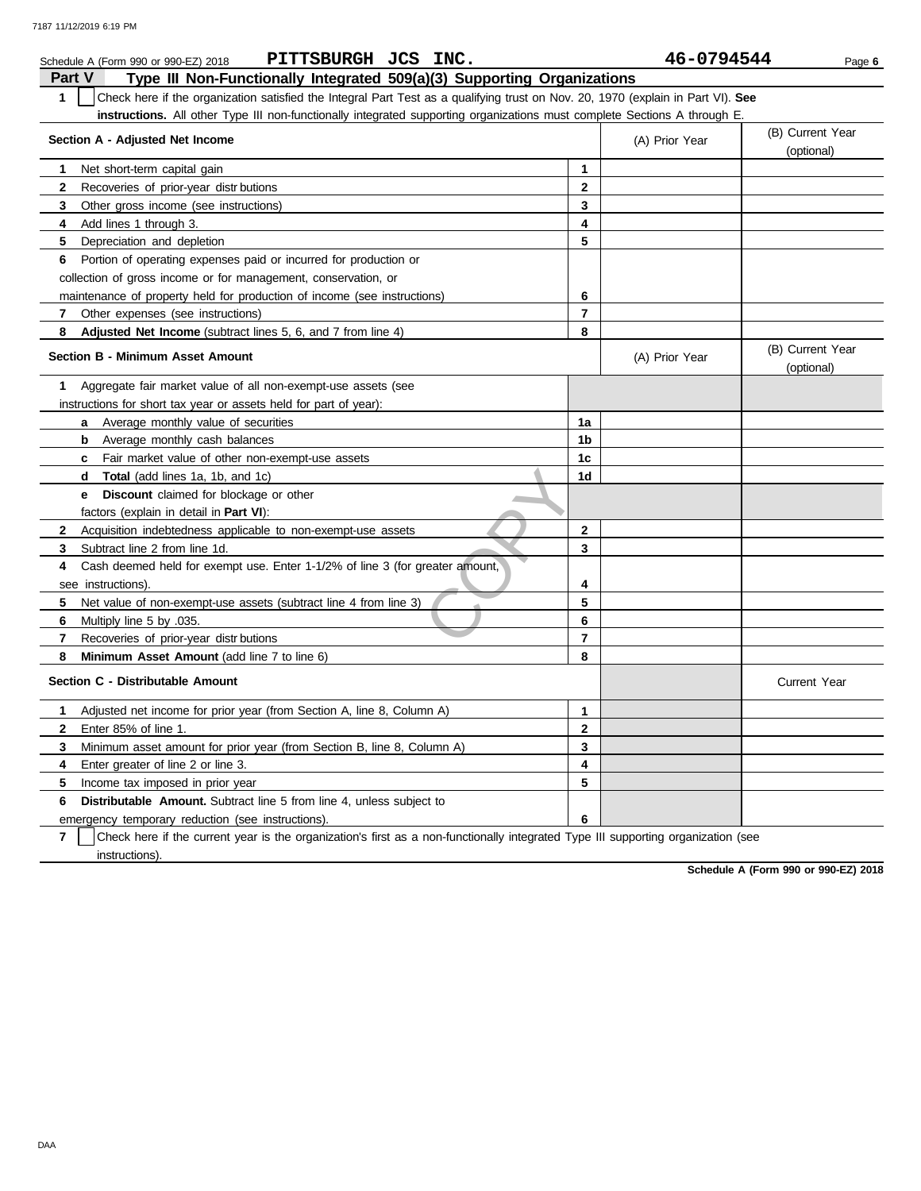Schedule A (Form 990 or 990-EZ) 2018 **PITTSBURGH JCS INC.** **46-0794544**

## Part V Type III Non-Functionally Integrated 509(a)(3) Supporting Organizations

**1** ☐ Check here if the organization satisfied the Integral Part Test as a qualifying trust on Nov. 20, 1970 (explain in Part VI). **See instructions.** All other Type III non-functionally integrated supporting organizations must complete Sections A through E.

| Section A - Adjusted Net Income | | (A) Prior Year | (B) Current Year (optional) |
|---|---|---|---|
| **1** Net short-term capital gain | 1 | | |
| **2** Recoveries of prior-year distributions | 2 | | |
| **3** Other gross income (see instructions) | 3 | | |
| **4** Add lines 1 through 3. | 4 | | |
| **5** Depreciation and depletion | 5 | | |
| **6** Portion of operating expenses paid or incurred for production or collection of gross income or for management, conservation, or maintenance of property held for production of income (see instructions) | 6 | | |
| **7** Other expenses (see instructions) | 7 | | |
| **8** **Adjusted Net Income** (subtract lines 5, 6, and 7 from line 4) | 8 | | |

| Section B - Minimum Asset Amount | | (A) Prior Year | (B) Current Year (optional) |
|---|---|---|---|
| **1** Aggregate fair market value of all non-exempt-use assets (see instructions for short tax year or assets held for part of year): | | | |
| **a** Average monthly value of securities | 1a | | |
| **b** Average monthly cash balances | 1b | | |
| **c** Fair market value of other non-exempt-use assets | 1c | | |
| **d** **Total** (add lines 1a, 1b, and 1c) | 1d | | |
| **e** **Discount** claimed for blockage or other factors (explain in detail in **Part VI**): | | | |
| **2** Acquisition indebtedness applicable to non-exempt-use assets | 2 | | |
| **3** Subtract line 2 from line 1d. | 3 | | |
| **4** Cash deemed held for exempt use. Enter 1-1/2% of line 3 (for greater amount, see instructions). | 4 | | |
| **5** Net value of non-exempt-use assets (subtract line 4 from line 3) | 5 | | |
| **6** Multiply line 5 by .035. | 6 | | |
| **7** Recoveries of prior-year distributions | 7 | | |
| **8** **Minimum Asset Amount** (add line 7 to line 6) | 8 | | |

| Section C - Distributable Amount | | | Current Year |
|---|---|---|---|
| **1** Adjusted net income for prior year (from Section A, line 8, Column A) | 1 | | |
| **2** Enter 85% of line 1. | 2 | | |
| **3** Minimum asset amount for prior year (from Section B, line 8, Column A) | 3 | | |
| **4** Enter greater of line 2 or line 3. | 4 | | |
| **5** Income tax imposed in prior year | 5 | | |
| **6** **Distributable Amount.** Subtract line 5 from line 4, unless subject to emergency temporary reduction (see instructions). | 6 | | |

**7** ☐ Check here if the current year is the organization's first as a non-functionally integrated Type III supporting organization (see instructions).

**Schedule A (Form 990 or 990-EZ) 2018**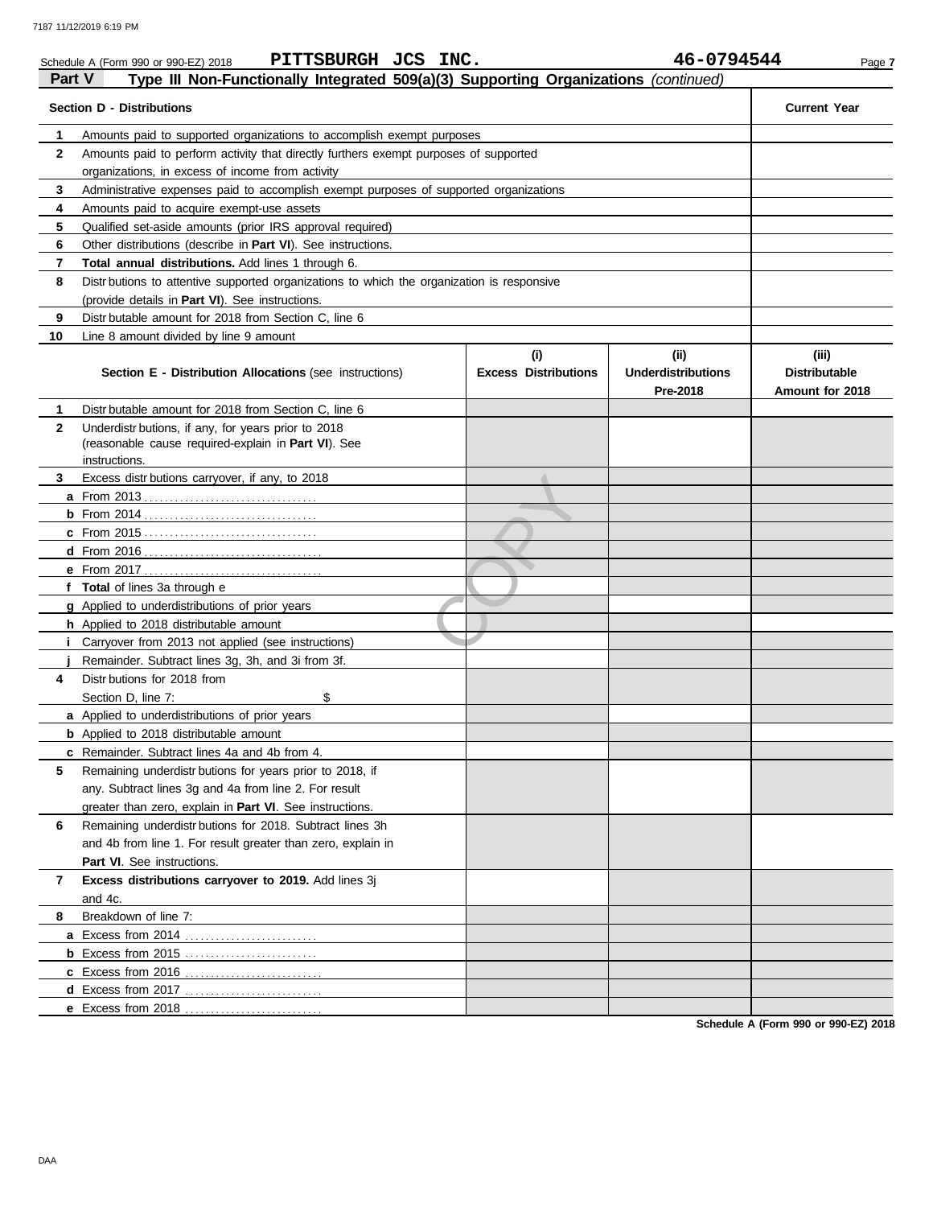Schedule A (Form 990 or 990-EZ) 2018 **PITTSBURGH JCS INC.** **46-0794544**

## Part V Type III Non-Functionally Integrated 509(a)(3) Supporting Organizations *(continued)*

| Section D - Distributions | | Current Year |
|---|---|---|
| 1 | Amounts paid to supported organizations to accomplish exempt purposes | |
| 2 | Amounts paid to perform activity that directly furthers exempt purposes of supported organizations, in excess of income from activity | |
| 3 | Administrative expenses paid to accomplish exempt purposes of supported organizations | |
| 4 | Amounts paid to acquire exempt-use assets | |
| 5 | Qualified set-aside amounts (prior IRS approval required) | |
| 6 | Other distributions (describe in **Part VI**). See instructions. | |
| 7 | **Total annual distributions.** Add lines 1 through 6. | |
| 8 | Distributions to attentive supported organizations to which the organization is responsive (provide details in **Part VI**). See instructions. | |
| 9 | Distributable amount for 2018 from Section C, line 6 | |
| 10 | Line 8 amount divided by line 9 amount | |

| | Section E - Distribution Allocations (see instructions) | (i) Excess Distributions | (ii) Underdistributions Pre-2018 | (iii) Distributable Amount for 2018 |
|---|---|---|---|---|
| 1 | Distributable amount for 2018 from Section C, line 6 | | | |
| 2 | Underdistributions, if any, for years prior to 2018 (reasonable cause required-explain in **Part VI**). See instructions. | | | |
| 3 | Excess distributions carryover, if any, to 2018 | | | |
| a | From 2013 | | | |
| b | From 2014 | | | |
| c | From 2015 | | | |
| d | From 2016 | | | |
| e | From 2017 | | | |
| f | **Total** of lines 3a through e | | | |
| g | Applied to underdistributions of prior years | | | |
| h | Applied to 2018 distributable amount | | | |
| i | Carryover from 2013 not applied (see instructions) | | | |
| j | Remainder. Subtract lines 3g, 3h, and 3i from 3f. | | | |
| 4 | Distributions for 2018 from Section D, line 7: $ | | | |
| a | Applied to underdistributions of prior years | | | |
| b | Applied to 2018 distributable amount | | | |
| c | Remainder. Subtract lines 4a and 4b from 4. | | | |
| 5 | Remaining underdistributions for years prior to 2018, if any. Subtract lines 3g and 4a from line 2. For result greater than zero, explain in **Part VI**. See instructions. | | | |
| 6 | Remaining underdistributions for 2018. Subtract lines 3h and 4b from line 1. For result greater than zero, explain in **Part VI**. See instructions. | | | |
| 7 | **Excess distributions carryover to 2019.** Add lines 3j and 4c. | | | |
| 8 | Breakdown of line 7: | | | |
| a | Excess from 2014 | | | |
| b | Excess from 2015 | | | |
| c | Excess from 2016 | | | |
| d | Excess from 2017 | | | |
| e | Excess from 2018 | | | |

**Schedule A (Form 990 or 990-EZ) 2018**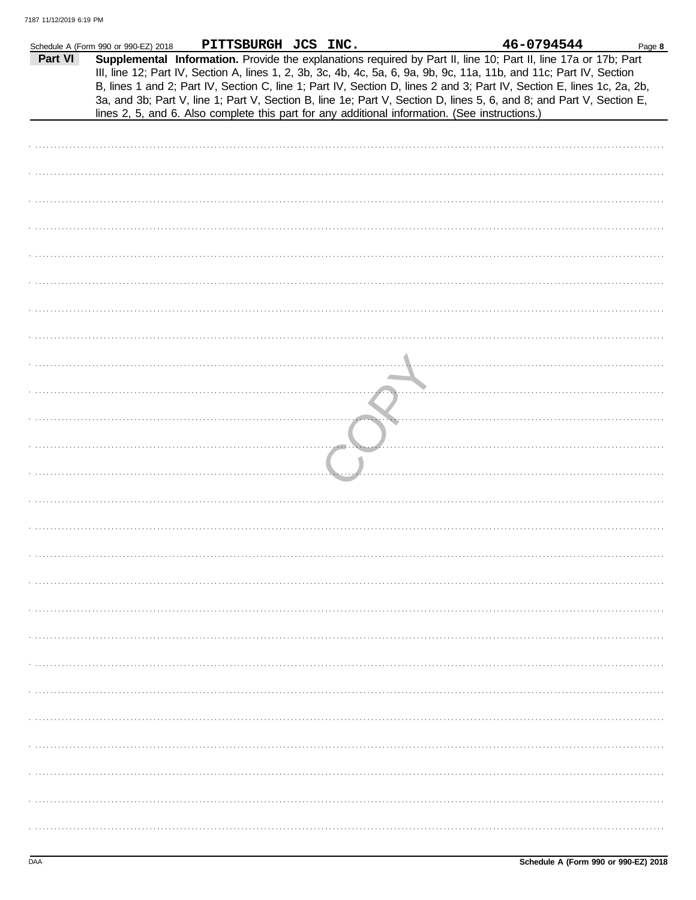Schedule A (Form 990 or 990-EZ) 2018 **PITTSBURGH JCS INC.** **46-0794544**

**Part VI** **Supplemental Information.** Provide the explanations required by Part II, line 10; Part II, line 17a or 17b; Part III, line 12; Part IV, Section A, lines 1, 2, 3b, 3c, 4b, 4c, 5a, 6, 9a, 9b, 9c, 11a, 11b, and 11c; Part IV, Section B, lines 1 and 2; Part IV, Section C, line 1; Part IV, Section D, lines 2 and 3; Part IV, Section E, lines 1c, 2a, 2b, 3a, and 3b; Part V, line 1; Part V, Section B, line 1e; Part V, Section D, lines 5, 6, and 8; and Part V, Section E, lines 2, 5, and 6. Also complete this part for any additional information. (See instructions.)

DAA **Schedule A (Form 990 or 990-EZ) 2018**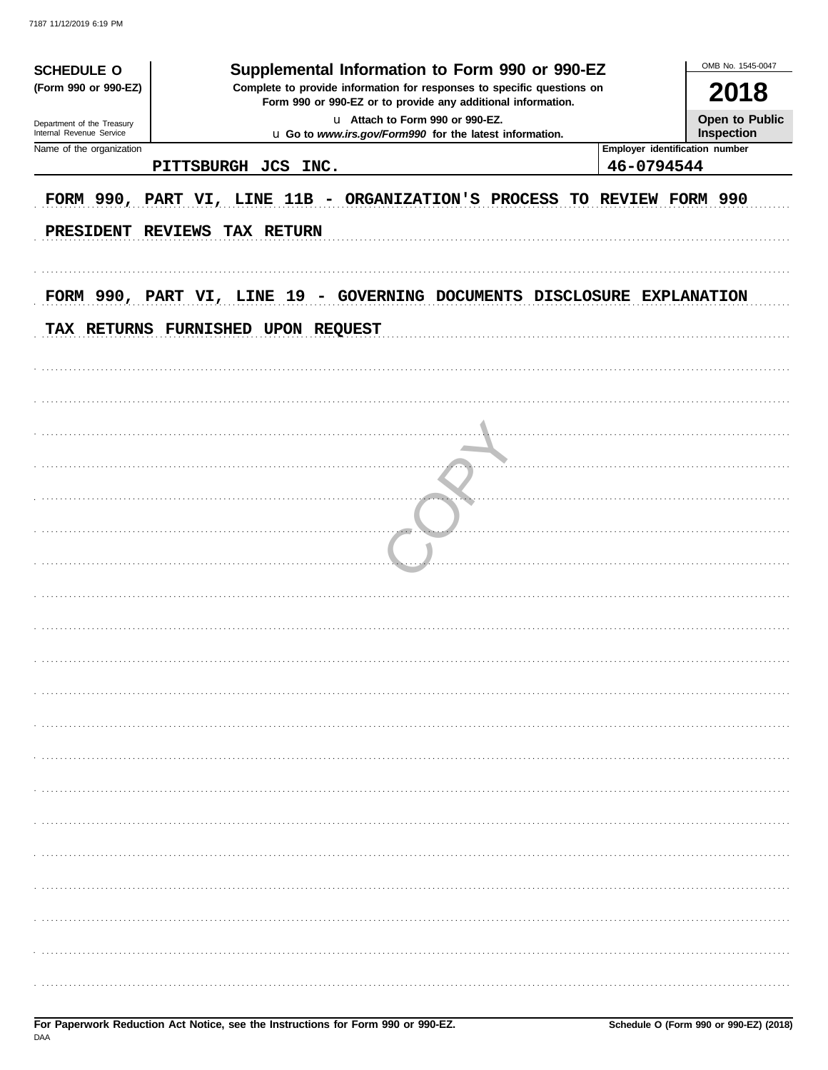**SCHEDULE O**
**(Form 990 or 990-EZ)**

Department of the Treasury
Internal Revenue Service

# Supplemental Information to Form 990 or 990-EZ

**Complete to provide information for responses to specific questions on Form 990 or 990-EZ or to provide any additional information.**

u Attach to Form 990 or 990-EZ.
u Go to *www.irs.gov/Form990* for the latest information.

OMB No. 1545-0047

**2018**

**Open to Public Inspection**

| Name of the organization | Employer identification number |
|---|---|
| PITTSBURGH JCS INC. | 46-0794544 |

FORM 990, PART VI, LINE 11B - ORGANIZATION'S PROCESS TO REVIEW FORM 990

PRESIDENT REVIEWS TAX RETURN

FORM 990, PART VI, LINE 19 - GOVERNING DOCUMENTS DISCLOSURE EXPLANATION

TAX RETURNS FURNISHED UPON REQUEST

**For Paperwork Reduction Act Notice, see the Instructions for Form 990 or 990-EZ.**
DAA
**Schedule O (Form 990 or 990-EZ) (2018)**